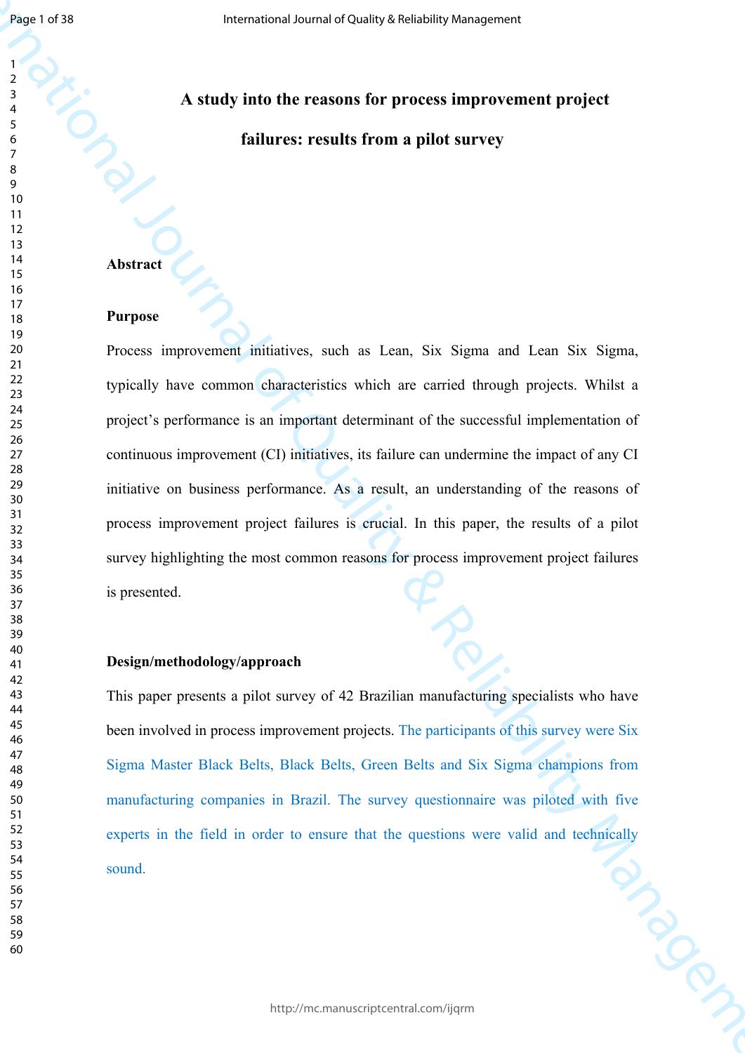# A study into the reasons for process improvement project failures: results from a pilot survey

## Abstract

### Purpose

Process improvement initiatives, such as Lean, Six Sigma and Lean Six Sigma, typically have common characteristics which are carried through projects. Whilst a project's performance is an important determinant of the successful implementation of continuous improvement (CI) initiatives, its failure can undermine the impact of any CI initiative on business performance. As a result, an understanding of the reasons of process improvement project failures is crucial. In this paper, the results of a pilot survey highlighting the most common reasons for process improvement project failures is presented.

### Design/methodology/approach

This paper presents a pilot survey of 42 Brazilian manufacturing specialists who have been involved in process improvement projects. The participants of this survey were Six Sigma Master Black Belts, Black Belts, Green Belts and Six Sigma champions from manufacturing companies in Brazil. The survey questionnaire was piloted with five experts in the field in order to ensure that the questions were valid and technically sound.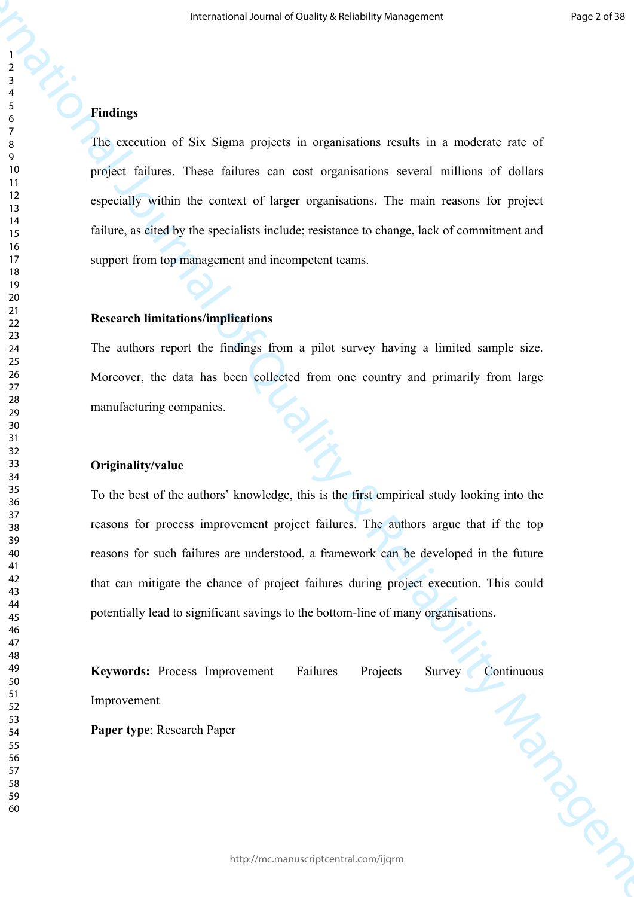**Findings**

The execution of Six Sigma projects in organisations results in a moderate rate of project failures. These failures can cost organisations several millions of dollars especially within the context of larger organisations. The main reasons for project failure, as cited by the specialists include; resistance to change, lack of commitment and support from top management and incompetent teams.

**Research limitations/implications**

The authors report the findings from a pilot survey having a limited sample size. Moreover, the data has been collected from one country and primarily from large manufacturing companies.

**Originality/value**

To the best of the authors' knowledge, this is the first empirical study looking into the reasons for process improvement project failures. The authors argue that if the top reasons for such failures are understood, a framework can be developed in the future that can mitigate the chance of project failures during project execution. This could potentially lead to significant savings to the bottom-line of many organisations.

**Keywords:** Process Improvement Failures Projects Survey Continuous Improvement

**Paper type**: Research Paper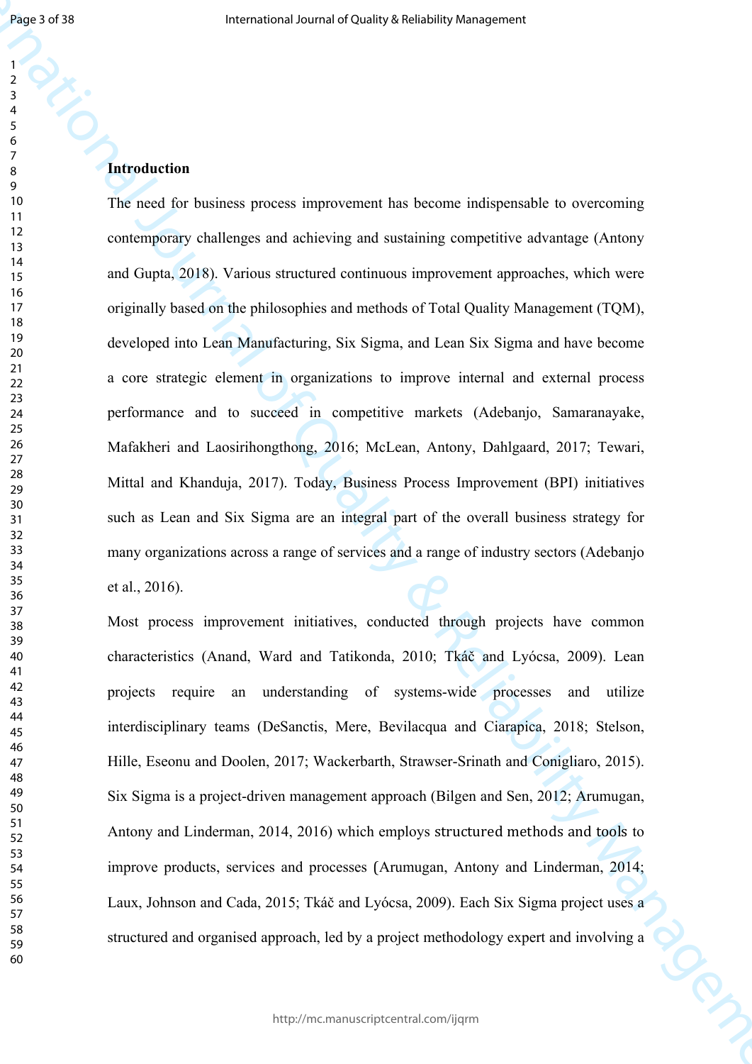## Introduction

The need for business process improvement has become indispensable to overcoming contemporary challenges and achieving and sustaining competitive advantage (Antony and Gupta, 2018). Various structured continuous improvement approaches, which were originally based on the philosophies and methods of Total Quality Management (TQM), developed into Lean Manufacturing, Six Sigma, and Lean Six Sigma and have become a core strategic element in organizations to improve internal and external process performance and to succeed in competitive markets (Adebanjo, Samaranayake, Mafakheri and Laosirihongthong, 2016; McLean, Antony, Dahlgaard, 2017; Tewari, Mittal and Khanduja, 2017). Today, Business Process Improvement (BPI) initiatives such as Lean and Six Sigma are an integral part of the overall business strategy for many organizations across a range of services and a range of industry sectors (Adebanjo et al., 2016).

Most process improvement initiatives, conducted through projects have common characteristics (Anand, Ward and Tatikonda, 2010; Tkáč and Lyócsa, 2009). Lean projects require an understanding of systems-wide processes and utilize interdisciplinary teams (DeSanctis, Mere, Bevilacqua and Ciarapica, 2018; Stelson, Hille, Eseonu and Doolen, 2017; Wackerbarth, Strawser-Srinath and Conigliaro, 2015). Six Sigma is a project-driven management approach (Bilgen and Sen, 2012; Arumugan, Antony and Linderman, 2014, 2016) which employs structured methods and tools to improve products, services and processes (Arumugan, Antony and Linderman, 2014; Laux, Johnson and Cada, 2015; Tkáč and Lyócsa, 2009). Each Six Sigma project uses a structured and organised approach, led by a project methodology expert and involving a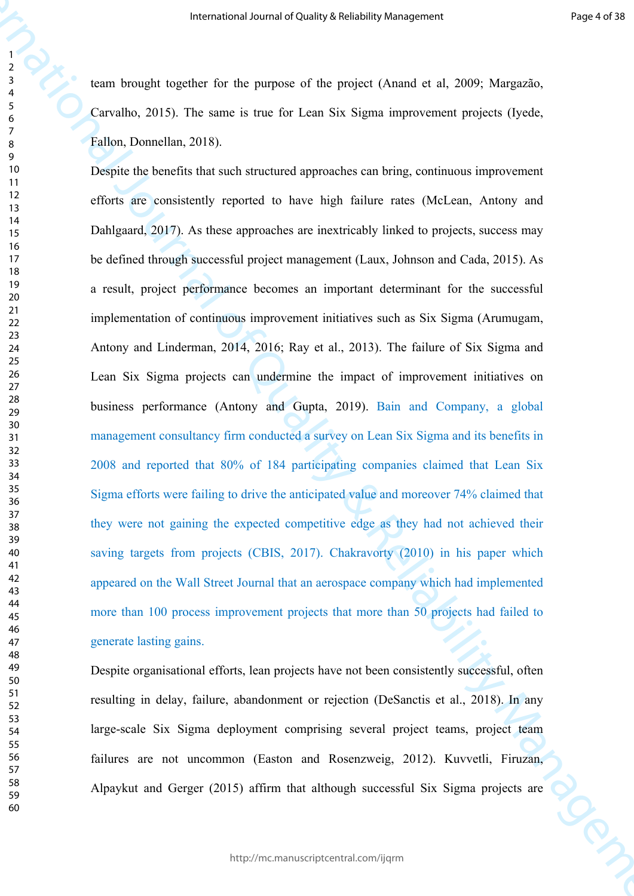team brought together for the purpose of the project (Anand et al, 2009; Margazão, Carvalho, 2015). The same is true for Lean Six Sigma improvement projects (Iyede, Fallon, Donnellan, 2018).

Despite the benefits that such structured approaches can bring, continuous improvement efforts are consistently reported to have high failure rates (McLean, Antony and Dahlgaard, 2017). As these approaches are inextricably linked to projects, success may be defined through successful project management (Laux, Johnson and Cada, 2015). As a result, project performance becomes an important determinant for the successful implementation of continuous improvement initiatives such as Six Sigma (Arumugam, Antony and Linderman, 2014, 2016; Ray et al., 2013). The failure of Six Sigma and Lean Six Sigma projects can undermine the impact of improvement initiatives on business performance (Antony and Gupta, 2019). Bain and Company, a global management consultancy firm conducted a survey on Lean Six Sigma and its benefits in 2008 and reported that 80% of 184 participating companies claimed that Lean Six Sigma efforts were failing to drive the anticipated value and moreover 74% claimed that they were not gaining the expected competitive edge as they had not achieved their saving targets from projects (CBIS, 2017). Chakravorty (2010) in his paper which appeared on the Wall Street Journal that an aerospace company which had implemented more than 100 process improvement projects that more than 50 projects had failed to generate lasting gains.

Despite organisational efforts, lean projects have not been consistently successful, often resulting in delay, failure, abandonment or rejection (DeSanctis et al., 2018). In any large-scale Six Sigma deployment comprising several project teams, project team failures are not uncommon (Easton and Rosenzweig, 2012). Kuvvetli, Firuzan, Alpaykut and Gerger (2015) affirm that although successful Six Sigma projects are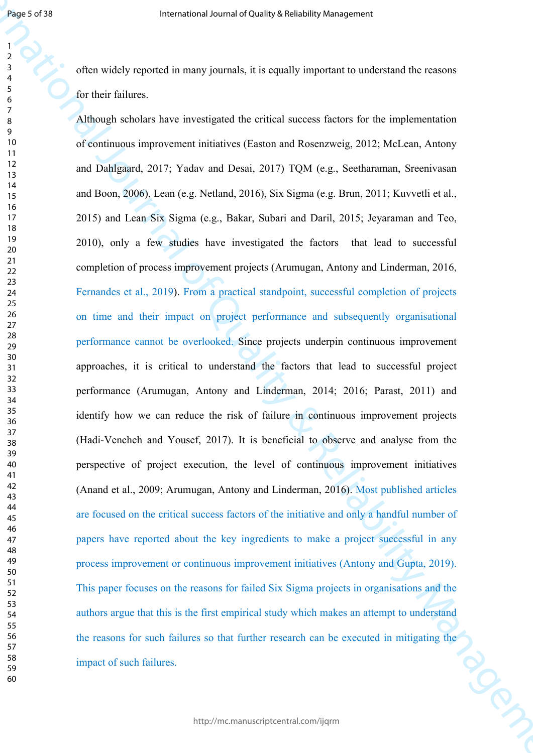often widely reported in many journals, it is equally important to understand the reasons for their failures.

Although scholars have investigated the critical success factors for the implementation of continuous improvement initiatives (Easton and Rosenzweig, 2012; McLean, Antony and Dahlgaard, 2017; Yadav and Desai, 2017) TQM (e.g., Seetharaman, Sreenivasan and Boon, 2006), Lean (e.g. Netland, 2016), Six Sigma (e.g. Brun, 2011; Kuvvetli et al., 2015) and Lean Six Sigma (e.g., Bakar, Subari and Daril, 2015; Jeyaraman and Teo, 2010), only a few studies have investigated the factors that lead to successful completion of process improvement projects (Arumugan, Antony and Linderman, 2016, Fernandes et al., 2019). From a practical standpoint, successful completion of projects on time and their impact on project performance and subsequently organisational performance cannot be overlooked. Since projects underpin continuous improvement approaches, it is critical to understand the factors that lead to successful project performance (Arumugan, Antony and Linderman, 2014; 2016; Parast, 2011) and identify how we can reduce the risk of failure in continuous improvement projects (Hadi-Vencheh and Yousef, 2017). It is beneficial to observe and analyse from the perspective of project execution, the level of continuous improvement initiatives (Anand et al., 2009; Arumugan, Antony and Linderman, 2016). Most published articles are focused on the critical success factors of the initiative and only a handful number of papers have reported about the key ingredients to make a project successful in any process improvement or continuous improvement initiatives (Antony and Gupta, 2019). This paper focuses on the reasons for failed Six Sigma projects in organisations and the authors argue that this is the first empirical study which makes an attempt to understand the reasons for such failures so that further research can be executed in mitigating the impact of such failures.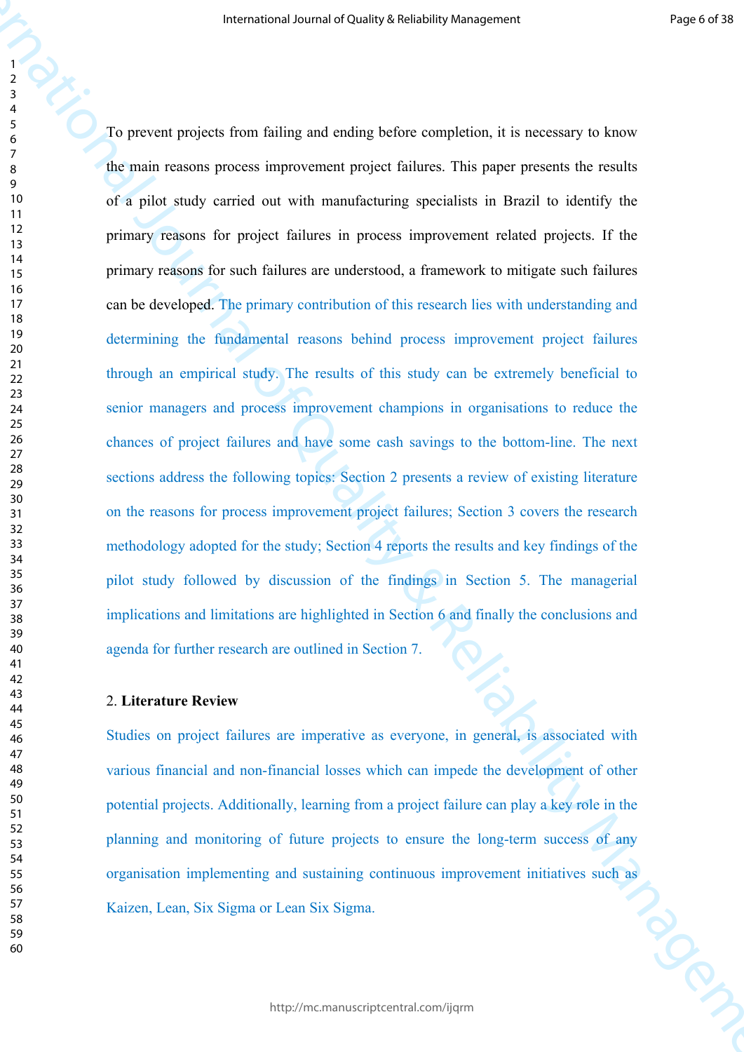To prevent projects from failing and ending before completion, it is necessary to know the main reasons process improvement project failures. This paper presents the results of a pilot study carried out with manufacturing specialists in Brazil to identify the primary reasons for project failures in process improvement related projects. If the primary reasons for such failures are understood, a framework to mitigate such failures can be developed. The primary contribution of this research lies with understanding and determining the fundamental reasons behind process improvement project failures through an empirical study. The results of this study can be extremely beneficial to senior managers and process improvement champions in organisations to reduce the chances of project failures and have some cash savings to the bottom-line. The next sections address the following topics: Section 2 presents a review of existing literature on the reasons for process improvement project failures; Section 3 covers the research methodology adopted for the study; Section 4 reports the results and key findings of the pilot study followed by discussion of the findings in Section 5. The managerial implications and limitations are highlighted in Section 6 and finally the conclusions and agenda for further research are outlined in Section 7.

## 2. **Literature Review**

Studies on project failures are imperative as everyone, in general, is associated with various financial and non-financial losses which can impede the development of other potential projects. Additionally, learning from a project failure can play a key role in the planning and monitoring of future projects to ensure the long-term success of any organisation implementing and sustaining continuous improvement initiatives such as Kaizen, Lean, Six Sigma or Lean Six Sigma.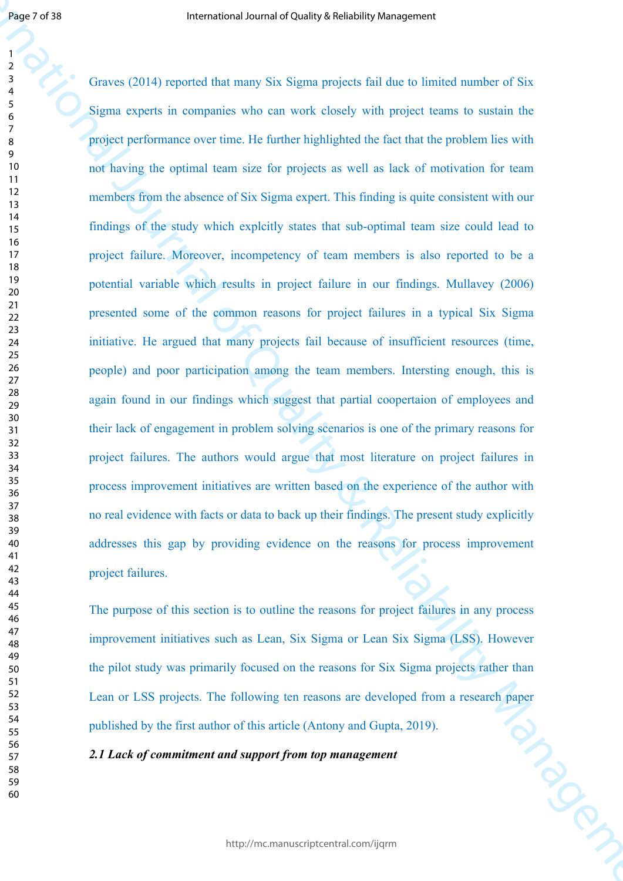Graves (2014) reported that many Six Sigma projects fail due to limited number of Six Sigma experts in companies who can work closely with project teams to sustain the project performance over time. He further highlighted the fact that the problem lies with not having the optimal team size for projects as well as lack of motivation for team members from the absence of Six Sigma expert. This finding is quite consistent with our findings of the study which explcitly states that sub-optimal team size could lead to project failure. Moreover, incompetency of team members is also reported to be a potential variable which results in project failure in our findings. Mullavey (2006) presented some of the common reasons for project failures in a typical Six Sigma initiative. He argued that many projects fail because of insufficient resources (time, people) and poor participation among the team members. Intersting enough, this is again found in our findings which suggest that partial coopertaion of employees and their lack of engagement in problem solving scenarios is one of the primary reasons for project failures. The authors would argue that most literature on project failures in process improvement initiatives are written based on the experience of the author with no real evidence with facts or data to back up their findings. The present study explicitly addresses this gap by providing evidence on the reasons for process improvement project failures.

The purpose of this section is to outline the reasons for project failures in any process improvement initiatives such as Lean, Six Sigma or Lean Six Sigma (LSS). However the pilot study was primarily focused on the reasons for Six Sigma projects rather than Lean or LSS projects. The following ten reasons are developed from a research paper published by the first author of this article (Antony and Gupta, 2019).

### *2.1 Lack of commitment and support from top management*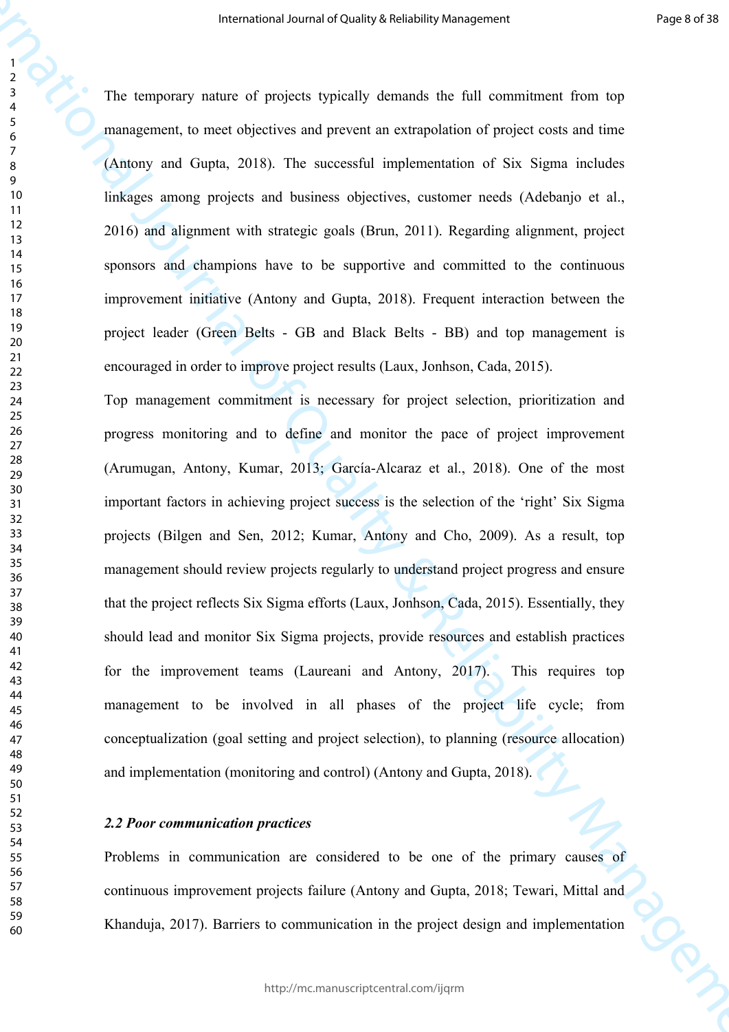The temporary nature of projects typically demands the full commitment from top management, to meet objectives and prevent an extrapolation of project costs and time (Antony and Gupta, 2018). The successful implementation of Six Sigma includes linkages among projects and business objectives, customer needs (Adebanjo et al., 2016) and alignment with strategic goals (Brun, 2011). Regarding alignment, project sponsors and champions have to be supportive and committed to the continuous improvement initiative (Antony and Gupta, 2018). Frequent interaction between the project leader (Green Belts - GB and Black Belts - BB) and top management is encouraged in order to improve project results (Laux, Jonhson, Cada, 2015).

Top management commitment is necessary for project selection, prioritization and progress monitoring and to define and monitor the pace of project improvement (Arumugan, Antony, Kumar, 2013; García-Alcaraz et al., 2018). One of the most important factors in achieving project success is the selection of the 'right' Six Sigma projects (Bilgen and Sen, 2012; Kumar, Antony and Cho, 2009). As a result, top management should review projects regularly to understand project progress and ensure that the project reflects Six Sigma efforts (Laux, Jonhson, Cada, 2015). Essentially, they should lead and monitor Six Sigma projects, provide resources and establish practices for the improvement teams (Laureani and Antony, 2017). This requires top management to be involved in all phases of the project life cycle; from conceptualization (goal setting and project selection), to planning (resource allocation) and implementation (monitoring and control) (Antony and Gupta, 2018).

### *2.2 Poor communication practices*

Problems in communication are considered to be one of the primary causes of continuous improvement projects failure (Antony and Gupta, 2018; Tewari, Mittal and Khanduja, 2017). Barriers to communication in the project design and implementation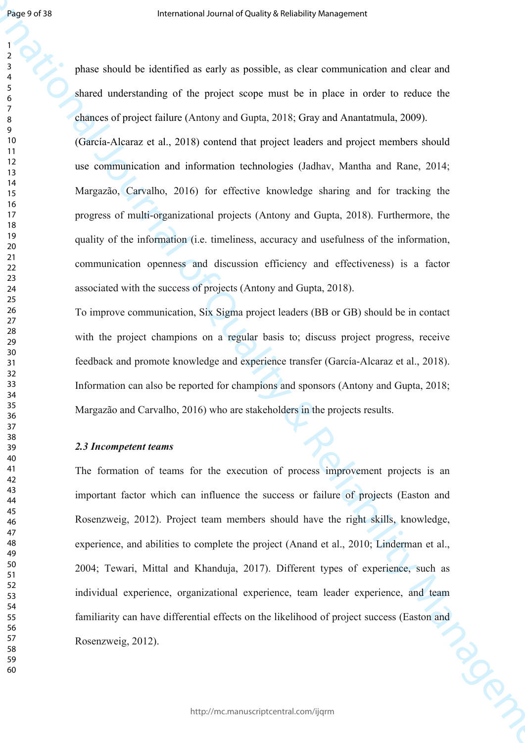phase should be identified as early as possible, as clear communication and clear and shared understanding of the project scope must be in place in order to reduce the chances of project failure (Antony and Gupta, 2018; Gray and Anantatmula, 2009).

(García-Alcaraz et al., 2018) contend that project leaders and project members should use communication and information technologies (Jadhav, Mantha and Rane, 2014; Margazão, Carvalho, 2016) for effective knowledge sharing and for tracking the progress of multi-organizational projects (Antony and Gupta, 2018). Furthermore, the quality of the information (i.e. timeliness, accuracy and usefulness of the information, communication openness and discussion efficiency and effectiveness) is a factor associated with the success of projects (Antony and Gupta, 2018).

To improve communication, Six Sigma project leaders (BB or GB) should be in contact with the project champions on a regular basis to; discuss project progress, receive feedback and promote knowledge and experience transfer (García-Alcaraz et al., 2018). Information can also be reported for champions and sponsors (Antony and Gupta, 2018; Margazão and Carvalho, 2016) who are stakeholders in the projects results.

### *2.3 Incompetent teams*

The formation of teams for the execution of process improvement projects is an important factor which can influence the success or failure of projects (Easton and Rosenzweig, 2012). Project team members should have the right skills, knowledge, experience, and abilities to complete the project (Anand et al., 2010; Linderman et al., 2004; Tewari, Mittal and Khanduja, 2017). Different types of experience, such as individual experience, organizational experience, team leader experience, and team familiarity can have differential effects on the likelihood of project success (Easton and Rosenzweig, 2012).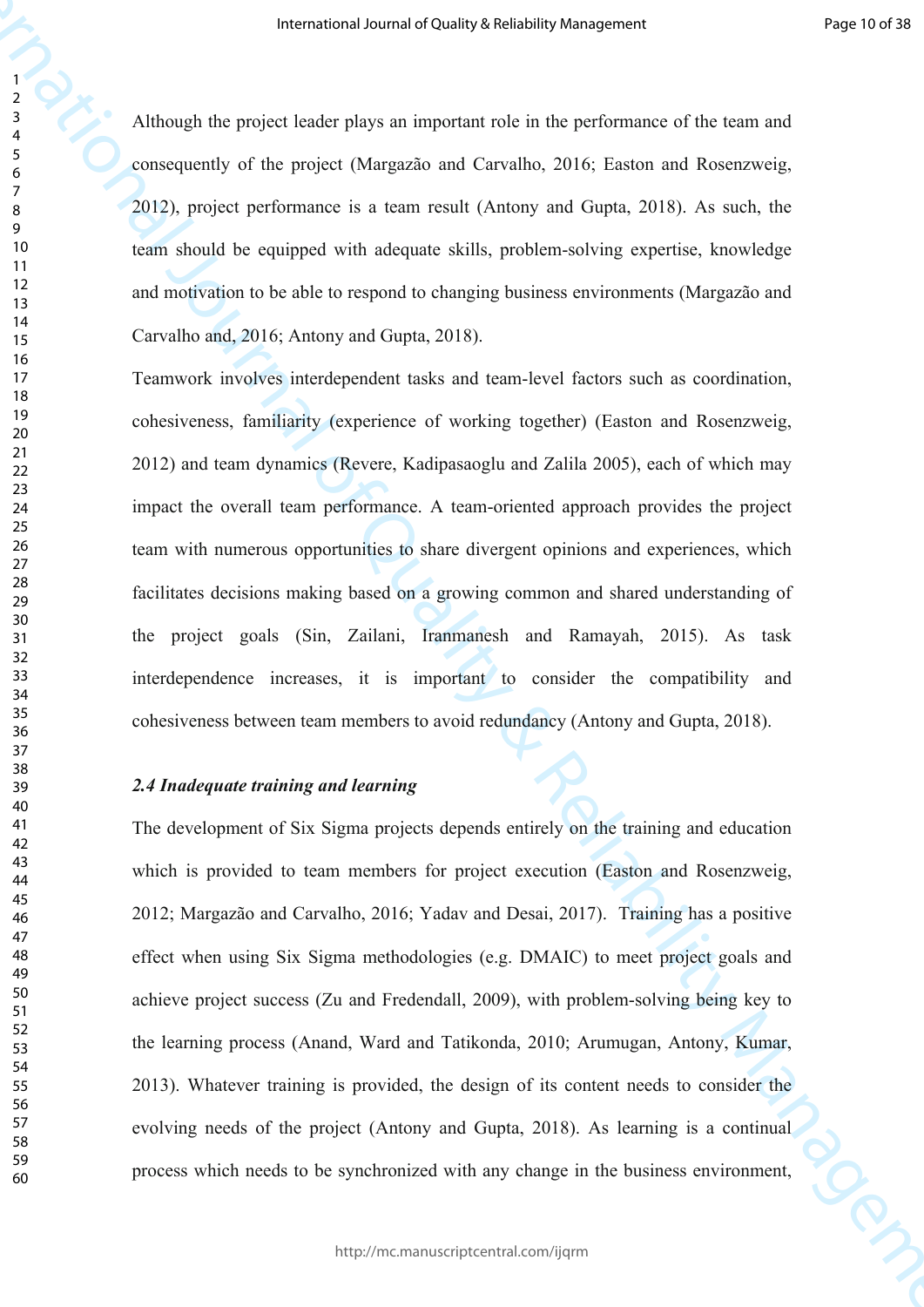Although the project leader plays an important role in the performance of the team and consequently of the project (Margazão and Carvalho, 2016; Easton and Rosenzweig, 2012), project performance is a team result (Antony and Gupta, 2018). As such, the team should be equipped with adequate skills, problem-solving expertise, knowledge and motivation to be able to respond to changing business environments (Margazão and Carvalho and, 2016; Antony and Gupta, 2018).

Teamwork involves interdependent tasks and team-level factors such as coordination, cohesiveness, familiarity (experience of working together) (Easton and Rosenzweig, 2012) and team dynamics (Revere, Kadipasaoglu and Zalila 2005), each of which may impact the overall team performance. A team-oriented approach provides the project team with numerous opportunities to share divergent opinions and experiences, which facilitates decisions making based on a growing common and shared understanding of the project goals (Sin, Zailani, Iranmanesh and Ramayah, 2015). As task interdependence increases, it is important to consider the compatibility and cohesiveness between team members to avoid redundancy (Antony and Gupta, 2018).

### *2.4 Inadequate training and learning*

The development of Six Sigma projects depends entirely on the training and education which is provided to team members for project execution (Easton and Rosenzweig, 2012; Margazão and Carvalho, 2016; Yadav and Desai, 2017). Training has a positive effect when using Six Sigma methodologies (e.g. DMAIC) to meet project goals and achieve project success (Zu and Fredendall, 2009), with problem-solving being key to the learning process (Anand, Ward and Tatikonda, 2010; Arumugan, Antony, Kumar, 2013). Whatever training is provided, the design of its content needs to consider the evolving needs of the project (Antony and Gupta, 2018). As learning is a continual process which needs to be synchronized with any change in the business environment,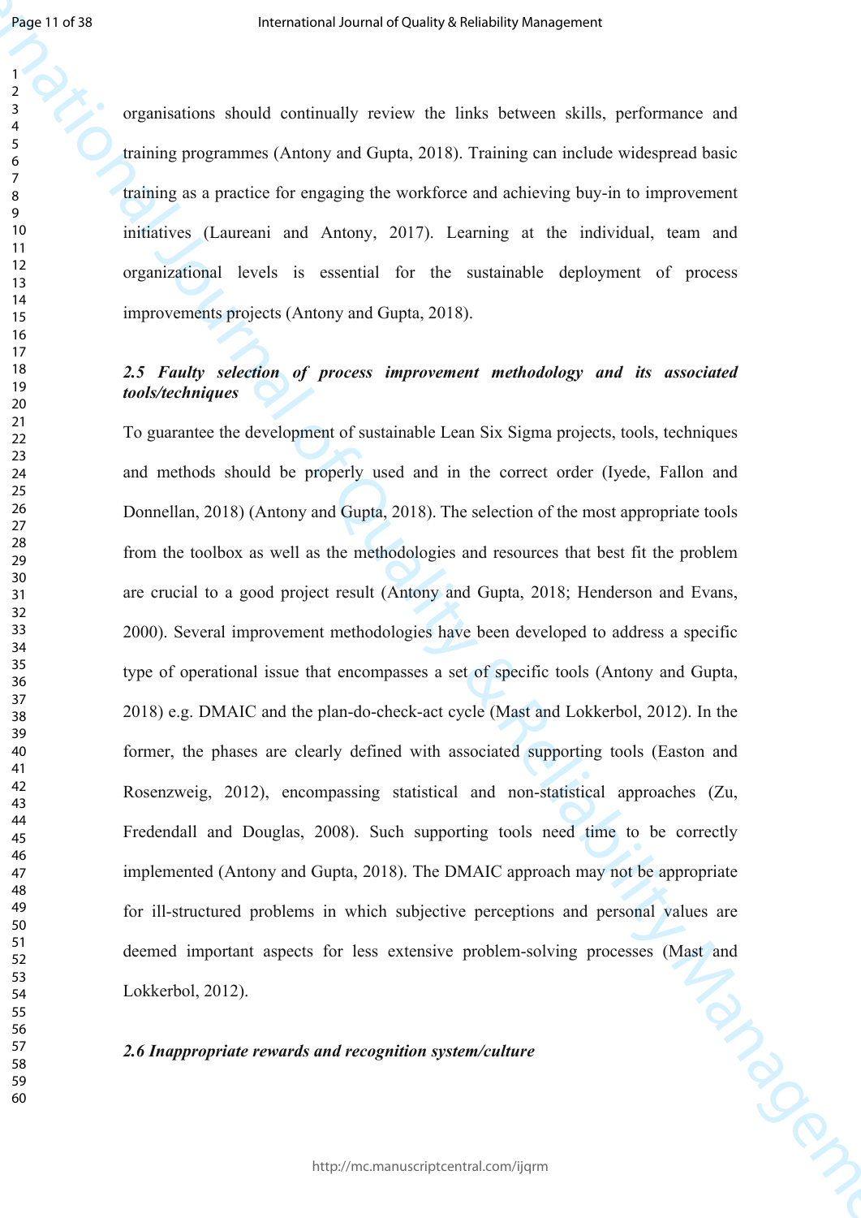organisations should continually review the links between skills, performance and training programmes (Antony and Gupta, 2018). Training can include widespread basic training as a practice for engaging the workforce and achieving buy-in to improvement initiatives (Laureani and Antony, 2017). Learning at the individual, team and organizational levels is essential for the sustainable deployment of process improvements projects (Antony and Gupta, 2018).

### *2.5 Faulty selection of process improvement methodology and its associated tools/techniques*

To guarantee the development of sustainable Lean Six Sigma projects, tools, techniques and methods should be properly used and in the correct order (Iyede, Fallon and Donnellan, 2018) (Antony and Gupta, 2018). The selection of the most appropriate tools from the toolbox as well as the methodologies and resources that best fit the problem are crucial to a good project result (Antony and Gupta, 2018; Henderson and Evans, 2000). Several improvement methodologies have been developed to address a specific type of operational issue that encompasses a set of specific tools (Antony and Gupta, 2018) e.g. DMAIC and the plan-do-check-act cycle (Mast and Lokkerbol, 2012). In the former, the phases are clearly defined with associated supporting tools (Easton and Rosenzweig, 2012), encompassing statistical and non-statistical approaches (Zu, Fredendall and Douglas, 2008). Such supporting tools need time to be correctly implemented (Antony and Gupta, 2018). The DMAIC approach may not be appropriate for ill-structured problems in which subjective perceptions and personal values are deemed important aspects for less extensive problem-solving processes (Mast and Lokkerbol, 2012).

### *2.6 Inappropriate rewards and recognition system/culture*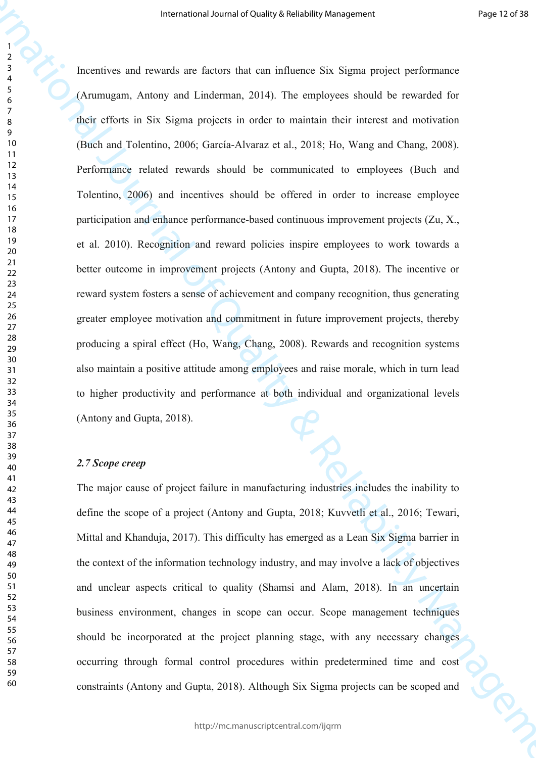Incentives and rewards are factors that can influence Six Sigma project performance (Arumugam, Antony and Linderman, 2014). The employees should be rewarded for their efforts in Six Sigma projects in order to maintain their interest and motivation (Buch and Tolentino, 2006; García-Alvaraz et al., 2018; Ho, Wang and Chang, 2008). Performance related rewards should be communicated to employees (Buch and Tolentino, 2006) and incentives should be offered in order to increase employee participation and enhance performance-based continuous improvement projects (Zu, X., et al. 2010). Recognition and reward policies inspire employees to work towards a better outcome in improvement projects (Antony and Gupta, 2018). The incentive or reward system fosters a sense of achievement and company recognition, thus generating greater employee motivation and commitment in future improvement projects, thereby producing a spiral effect (Ho, Wang, Chang, 2008). Rewards and recognition systems also maintain a positive attitude among employees and raise morale, which in turn lead to higher productivity and performance at both individual and organizational levels (Antony and Gupta, 2018).

### *2.7 Scope creep*

The major cause of project failure in manufacturing industries includes the inability to define the scope of a project (Antony and Gupta, 2018; Kuvvetli et al., 2016; Tewari, Mittal and Khanduja, 2017). This difficulty has emerged as a Lean Six Sigma barrier in the context of the information technology industry, and may involve a lack of objectives and unclear aspects critical to quality (Shamsi and Alam, 2018). In an uncertain business environment, changes in scope can occur. Scope management techniques should be incorporated at the project planning stage, with any necessary changes occurring through formal control procedures within predetermined time and cost constraints (Antony and Gupta, 2018). Although Six Sigma projects can be scoped and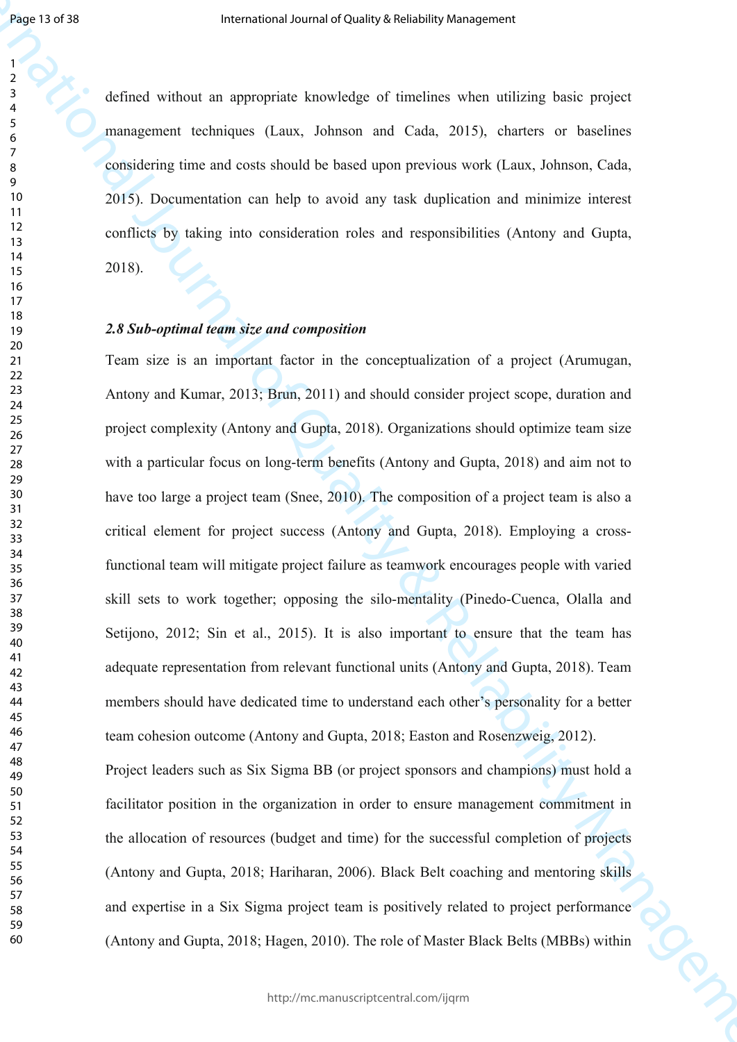defined without an appropriate knowledge of timelines when utilizing basic project management techniques (Laux, Johnson and Cada, 2015), charters or baselines considering time and costs should be based upon previous work (Laux, Johnson, Cada, 2015). Documentation can help to avoid any task duplication and minimize interest conflicts by taking into consideration roles and responsibilities (Antony and Gupta, 2018).

### *2.8 Sub-optimal team size and composition*

Team size is an important factor in the conceptualization of a project (Arumugan, Antony and Kumar, 2013; Brun, 2011) and should consider project scope, duration and project complexity (Antony and Gupta, 2018). Organizations should optimize team size with a particular focus on long-term benefits (Antony and Gupta, 2018) and aim not to have too large a project team (Snee, 2010). The composition of a project team is also a critical element for project success (Antony and Gupta, 2018). Employing a cross-functional team will mitigate project failure as teamwork encourages people with varied skill sets to work together; opposing the silo-mentality (Pinedo-Cuenca, Olalla and Setijono, 2012; Sin et al., 2015). It is also important to ensure that the team has adequate representation from relevant functional units (Antony and Gupta, 2018). Team members should have dedicated time to understand each other's personality for a better team cohesion outcome (Antony and Gupta, 2018; Easton and Rosenzweig, 2012).

Project leaders such as Six Sigma BB (or project sponsors and champions) must hold a facilitator position in the organization in order to ensure management commitment in the allocation of resources (budget and time) for the successful completion of projects (Antony and Gupta, 2018; Hariharan, 2006). Black Belt coaching and mentoring skills and expertise in a Six Sigma project team is positively related to project performance (Antony and Gupta, 2018; Hagen, 2010). The role of Master Black Belts (MBBs) within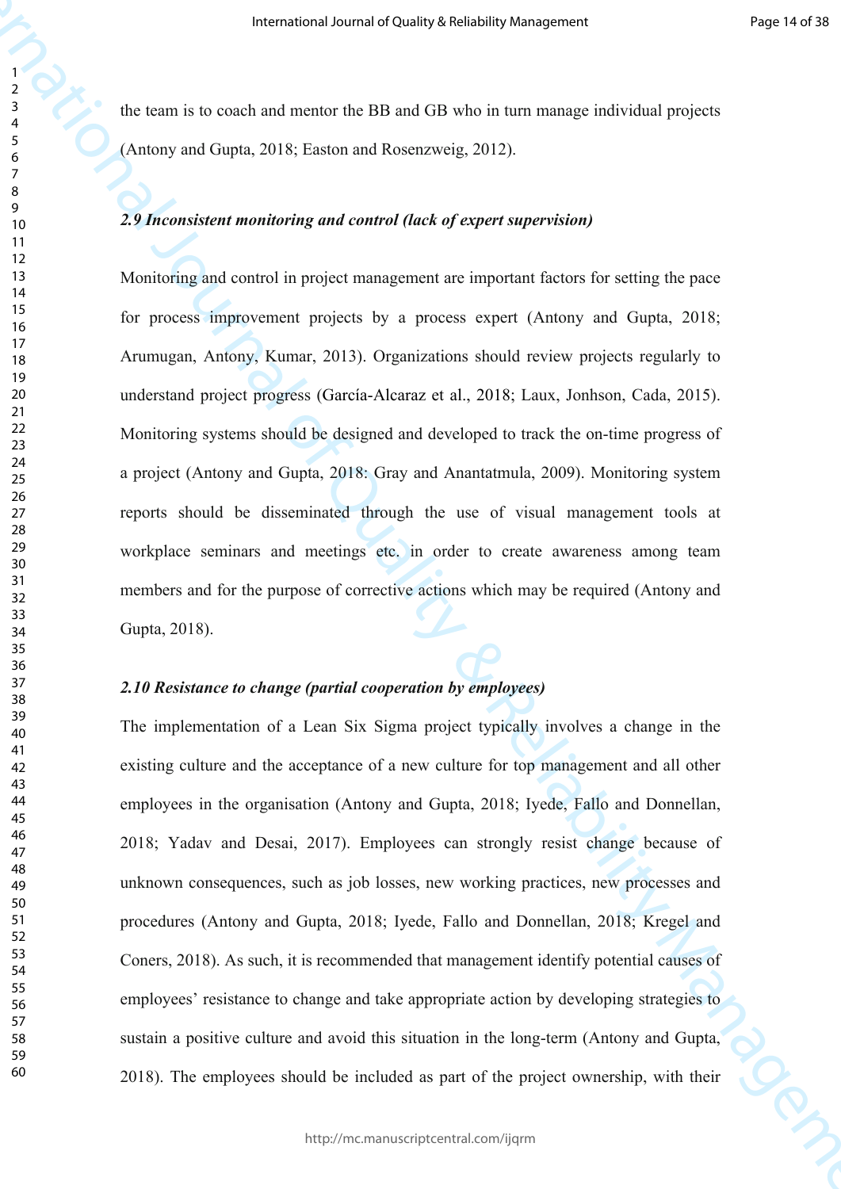the team is to coach and mentor the BB and GB who in turn manage individual projects (Antony and Gupta, 2018; Easton and Rosenzweig, 2012).

### *2.9 Inconsistent monitoring and control (lack of expert supervision)*

Monitoring and control in project management are important factors for setting the pace for process improvement projects by a process expert (Antony and Gupta, 2018; Arumugan, Antony, Kumar, 2013). Organizations should review projects regularly to understand project progress (García-Alcaraz et al., 2018; Laux, Jonhson, Cada, 2015). Monitoring systems should be designed and developed to track the on-time progress of a project (Antony and Gupta, 2018: Gray and Anantatmula, 2009). Monitoring system reports should be disseminated through the use of visual management tools at workplace seminars and meetings etc. in order to create awareness among team members and for the purpose of corrective actions which may be required (Antony and Gupta, 2018).

### *2.10 Resistance to change (partial cooperation by employees)*

The implementation of a Lean Six Sigma project typically involves a change in the existing culture and the acceptance of a new culture for top management and all other employees in the organisation (Antony and Gupta, 2018; Iyede, Fallo and Donnellan, 2018; Yadav and Desai, 2017). Employees can strongly resist change because of unknown consequences, such as job losses, new working practices, new processes and procedures (Antony and Gupta, 2018; Iyede, Fallo and Donnellan, 2018; Kregel and Coners, 2018). As such, it is recommended that management identify potential causes of employees' resistance to change and take appropriate action by developing strategies to sustain a positive culture and avoid this situation in the long-term (Antony and Gupta, 2018). The employees should be included as part of the project ownership, with their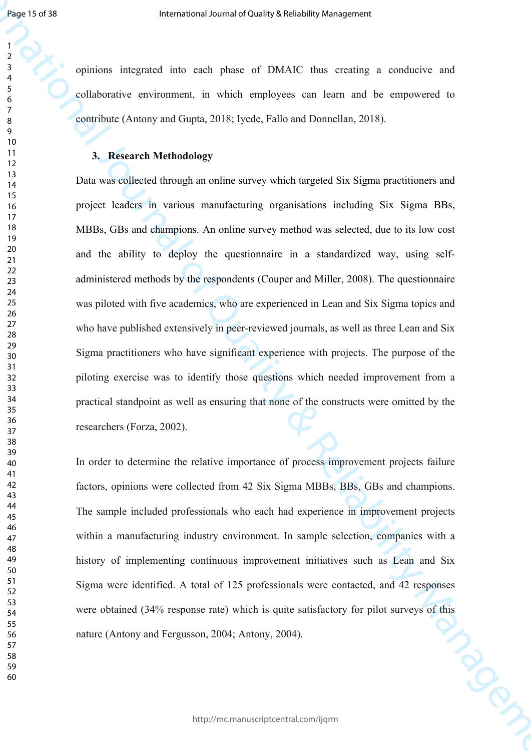opinions integrated into each phase of DMAIC thus creating a conducive and collaborative environment, in which employees can learn and be empowered to contribute (Antony and Gupta, 2018; Iyede, Fallo and Donnellan, 2018).

## 3. Research Methodology

Data was collected through an online survey which targeted Six Sigma practitioners and project leaders in various manufacturing organisations including Six Sigma BBs, MBBs, GBs and champions. An online survey method was selected, due to its low cost and the ability to deploy the questionnaire in a standardized way, using self-administered methods by the respondents (Couper and Miller, 2008). The questionnaire was piloted with five academics, who are experienced in Lean and Six Sigma topics and who have published extensively in peer-reviewed journals, as well as three Lean and Six Sigma practitioners who have significant experience with projects. The purpose of the piloting exercise was to identify those questions which needed improvement from a practical standpoint as well as ensuring that none of the constructs were omitted by the researchers (Forza, 2002).

In order to determine the relative importance of process improvement projects failure factors, opinions were collected from 42 Six Sigma MBBs, BBs, GBs and champions. The sample included professionals who each had experience in improvement projects within a manufacturing industry environment. In sample selection, companies with a history of implementing continuous improvement initiatives such as Lean and Six Sigma were identified. A total of 125 professionals were contacted, and 42 responses were obtained (34% response rate) which is quite satisfactory for pilot surveys of this nature (Antony and Fergusson, 2004; Antony, 2004).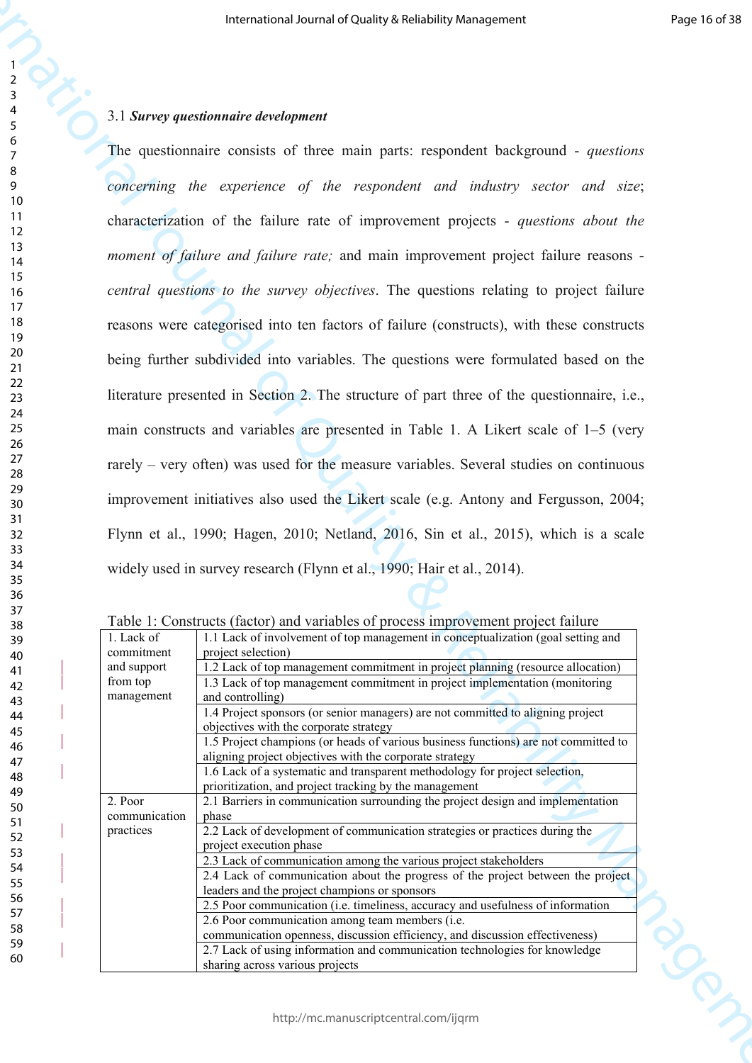### 3.1 ***Survey questionnaire development***

The questionnaire consists of three main parts: respondent background - *questions concerning the experience of the respondent and industry sector and size*; characterization of the failure rate of improvement projects - *questions about the moment of failure and failure rate;* and main improvement project failure reasons - *central questions to the survey objectives*. The questions relating to project failure reasons were categorised into ten factors of failure (constructs), with these constructs being further subdivided into variables. The questions were formulated based on the literature presented in Section 2. The structure of part three of the questionnaire, i.e., main constructs and variables are presented in Table 1. A Likert scale of 1–5 (very rarely – very often) was used for the measure variables. Several studies on continuous improvement initiatives also used the Likert scale (e.g. Antony and Fergusson, 2004; Flynn et al., 1990; Hagen, 2010; Netland, 2016, Sin et al., 2015), which is a scale widely used in survey research (Flynn et al., 1990; Hair et al., 2014).

Table 1: Constructs (factor) and variables of process improvement project failure

| | |
|---|---|
| 1. Lack of commitment and support from top management | 1.1 Lack of involvement of top management in conceptualization (goal setting and project selection) |
| | 1.2 Lack of top management commitment in project planning (resource allocation) |
| | 1.3 Lack of top management commitment in project implementation (monitoring and controlling) |
| | 1.4 Project sponsors (or senior managers) are not committed to aligning project objectives with the corporate strategy |
| | 1.5 Project champions (or heads of various business functions) are not committed to aligning project objectives with the corporate strategy |
| | 1.6 Lack of a systematic and transparent methodology for project selection, prioritization, and project tracking by the management |
| 2. Poor communication practices | 2.1 Barriers in communication surrounding the project design and implementation phase |
| | 2.2 Lack of development of communication strategies or practices during the project execution phase |
| | 2.3 Lack of communication among the various project stakeholders |
| | 2.4 Lack of communication about the progress of the project between the project leaders and the project champions or sponsors |
| | 2.5 Poor communication (i.e. timeliness, accuracy and usefulness of information |
| | 2.6 Poor communication among team members (i.e. communication openness, discussion efficiency, and discussion effectiveness) |
| | 2.7 Lack of using information and communication technologies for knowledge sharing across various projects |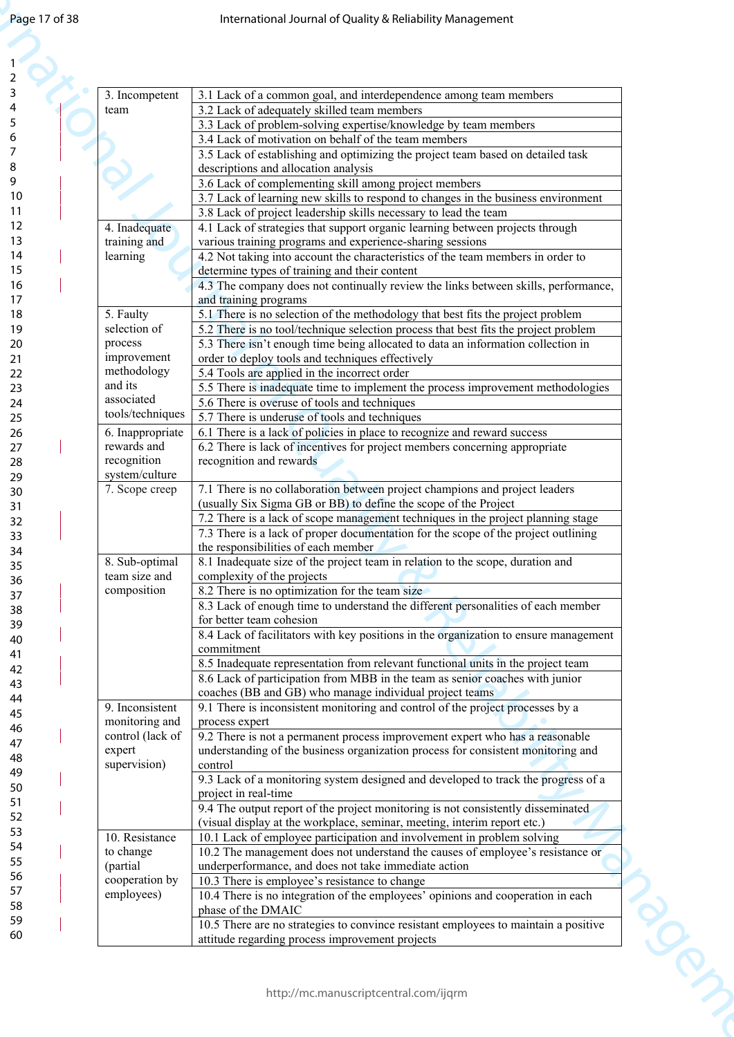| | |
|---|---|
| 3. Incompetent team | 3.1 Lack of a common goal, and interdependence among team members |
| | 3.2 Lack of adequately skilled team members |
| | 3.3 Lack of problem-solving expertise/knowledge by team members |
| | 3.4 Lack of motivation on behalf of the team members |
| | 3.5 Lack of establishing and optimizing the project team based on detailed task descriptions and allocation analysis |
| | 3.6 Lack of complementing skill among project members |
| | 3.7 Lack of learning new skills to respond to changes in the business environment |
| | 3.8 Lack of project leadership skills necessary to lead the team |
| 4. Inadequate training and learning | 4.1 Lack of strategies that support organic learning between projects through various training programs and experience-sharing sessions |
| | 4.2 Not taking into account the characteristics of the team members in order to determine types of training and their content |
| | 4.3 The company does not continually review the links between skills, performance, and training programs |
| 5. Faulty selection of process improvement methodology and its associated tools/techniques | 5.1 There is no selection of the methodology that best fits the project problem |
| | 5.2 There is no tool/technique selection process that best fits the project problem |
| | 5.3 There isn't enough time being allocated to data an information collection in order to deploy tools and techniques effectively |
| | 5.4 Tools are applied in the incorrect order |
| | 5.5 There is inadequate time to implement the process improvement methodologies |
| | 5.6 There is overuse of tools and techniques |
| | 5.7 There is underuse of tools and techniques |
| 6. Inappropriate rewards and recognition system/culture | 6.1 There is a lack of policies in place to recognize and reward success |
| | 6.2 There is lack of incentives for project members concerning appropriate recognition and rewards |
| 7. Scope creep | 7.1 There is no collaboration between project champions and project leaders (usually Six Sigma GB or BB) to define the scope of the Project |
| | 7.2 There is a lack of scope management techniques in the project planning stage |
| | 7.3 There is a lack of proper documentation for the scope of the project outlining the responsibilities of each member |
| 8. Sub-optimal team size and composition | 8.1 Inadequate size of the project team in relation to the scope, duration and complexity of the projects |
| | 8.2 There is no optimization for the team size |
| | 8.3 Lack of enough time to understand the different personalities of each member for better team cohesion |
| | 8.4 Lack of facilitators with key positions in the organization to ensure management commitment |
| | 8.5 Inadequate representation from relevant functional units in the project team |
| | 8.6 Lack of participation from MBB in the team as senior coaches with junior coaches (BB and GB) who manage individual project teams |
| 9. Inconsistent monitoring and control (lack of expert supervision) | 9.1 There is inconsistent monitoring and control of the project processes by a process expert |
| | 9.2 There is not a permanent process improvement expert who has a reasonable understanding of the business organization process for consistent monitoring and control |
| | 9.3 Lack of a monitoring system designed and developed to track the progress of a project in real-time |
| | 9.4 The output report of the project monitoring is not consistently disseminated (visual display at the workplace, seminar, meeting, interim report etc.) |
| 10. Resistance to change (partial cooperation by employees) | 10.1 Lack of employee participation and involvement in problem solving |
| | 10.2 The management does not understand the causes of employee's resistance or underperformance, and does not take immediate action |
| | 10.3 There is employee's resistance to change |
| | 10.4 There is no integration of the employees' opinions and cooperation in each phase of the DMAIC |
| | 10.5 There are no strategies to convince resistant employees to maintain a positive attitude regarding process improvement projects |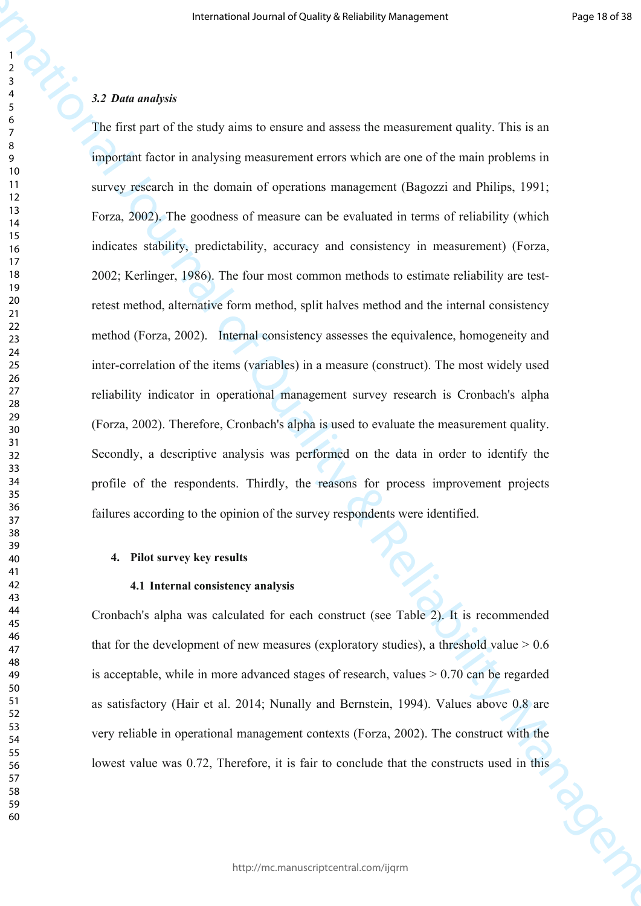### *3.2 Data analysis*

The first part of the study aims to ensure and assess the measurement quality. This is an important factor in analysing measurement errors which are one of the main problems in survey research in the domain of operations management (Bagozzi and Philips, 1991; Forza, 2002). The goodness of measure can be evaluated in terms of reliability (which indicates stability, predictability, accuracy and consistency in measurement) (Forza, 2002; Kerlinger, 1986). The four most common methods to estimate reliability are test-retest method, alternative form method, split halves method and the internal consistency method (Forza, 2002). Internal consistency assesses the equivalence, homogeneity and inter-correlation of the items (variables) in a measure (construct). The most widely used reliability indicator in operational management survey research is Cronbach's alpha (Forza, 2002). Therefore, Cronbach's alpha is used to evaluate the measurement quality. Secondly, a descriptive analysis was performed on the data in order to identify the profile of the respondents. Thirdly, the reasons for process improvement projects failures according to the opinion of the survey respondents were identified.

## 4. Pilot survey key results

### 4.1 Internal consistency analysis

Cronbach's alpha was calculated for each construct (see Table 2). It is recommended that for the development of new measures (exploratory studies), a threshold value > 0.6 is acceptable, while in more advanced stages of research, values > 0.70 can be regarded as satisfactory (Hair et al. 2014; Nunally and Bernstein, 1994). Values above 0.8 are very reliable in operational management contexts (Forza, 2002). The construct with the lowest value was 0.72, Therefore, it is fair to conclude that the constructs used in this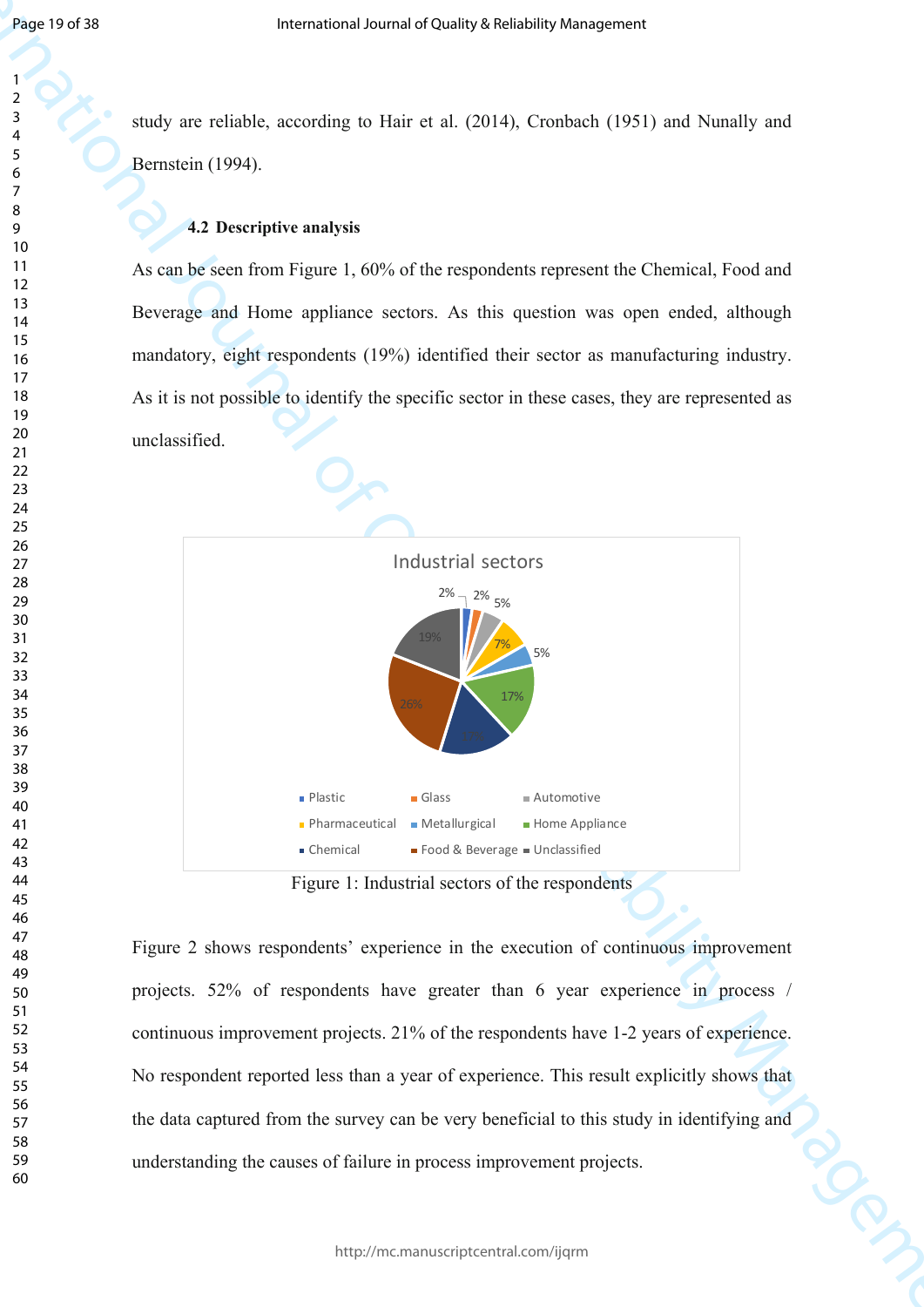study are reliable, according to Hair et al. (2014), Cronbach (1951) and Nunally and Bernstein (1994).

### 4.2 Descriptive analysis

As can be seen from Figure 1, 60% of the respondents represent the Chemical, Food and Beverage and Home appliance sectors. As this question was open ended, although mandatory, eight respondents (19%) identified their sector as manufacturing industry. As it is not possible to identify the specific sector in these cases, they are represented as unclassified.

Figure 1: Industrial sectors of the respondents

Figure 2 shows respondents' experience in the execution of continuous improvement projects. 52% of respondents have greater than 6 year experience in process / continuous improvement projects. 21% of the respondents have 1-2 years of experience. No respondent reported less than a year of experience. This result explicitly shows that the data captured from the survey can be very beneficial to this study in identifying and understanding the causes of failure in process improvement projects.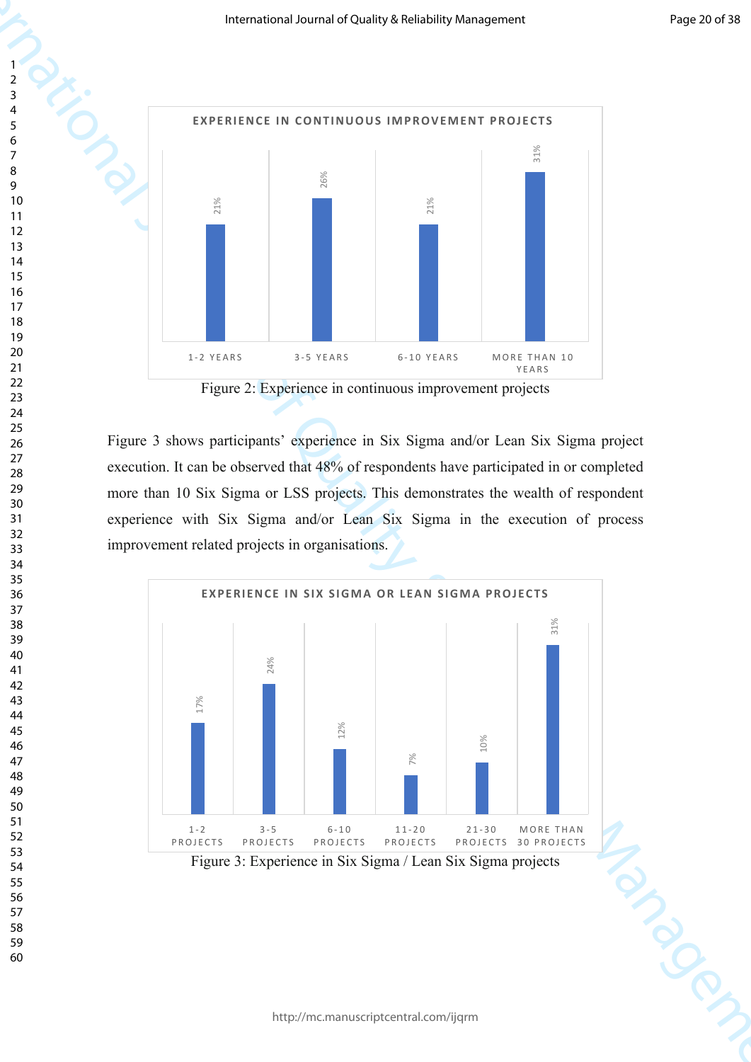Figure 2: Experience in continuous improvement projects

Figure 3 shows participants' experience in Six Sigma and/or Lean Six Sigma project execution. It can be observed that 48% of respondents have participated in or completed more than 10 Six Sigma or LSS projects. This demonstrates the wealth of respondent experience with Six Sigma and/or Lean Six Sigma in the execution of process improvement related projects in organisations.

Figure 3: Experience in Six Sigma / Lean Six Sigma projects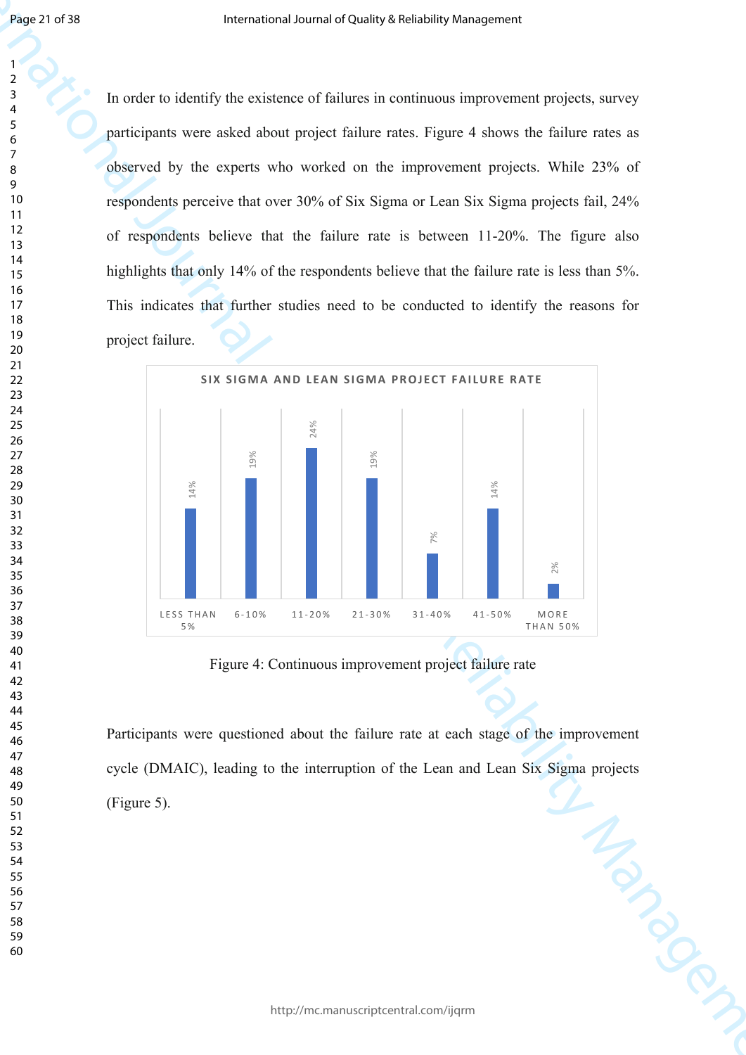In order to identify the existence of failures in continuous improvement projects, survey participants were asked about project failure rates. Figure 4 shows the failure rates as observed by the experts who worked on the improvement projects. While 23% of respondents perceive that over 30% of Six Sigma or Lean Six Sigma projects fail, 24% of respondents believe that the failure rate is between 11-20%. The figure also highlights that only 14% of the respondents believe that the failure rate is less than 5%. This indicates that further studies need to be conducted to identify the reasons for project failure.

SIX SIGMA AND LEAN SIGMA PROJECT FAILURE RATE

| Failure rate | Respondents |
|---|---|
| LESS THAN 5% | 14% |
| 6-10% | 19% |
| 11-20% | 24% |
| 21-30% | 19% |
| 31-40% | 7% |
| 41-50% | 14% |
| MORE THAN 50% | 2% |

Figure 4: Continuous improvement project failure rate

Participants were questioned about the failure rate at each stage of the improvement cycle (DMAIC), leading to the interruption of the Lean and Lean Six Sigma projects (Figure 5).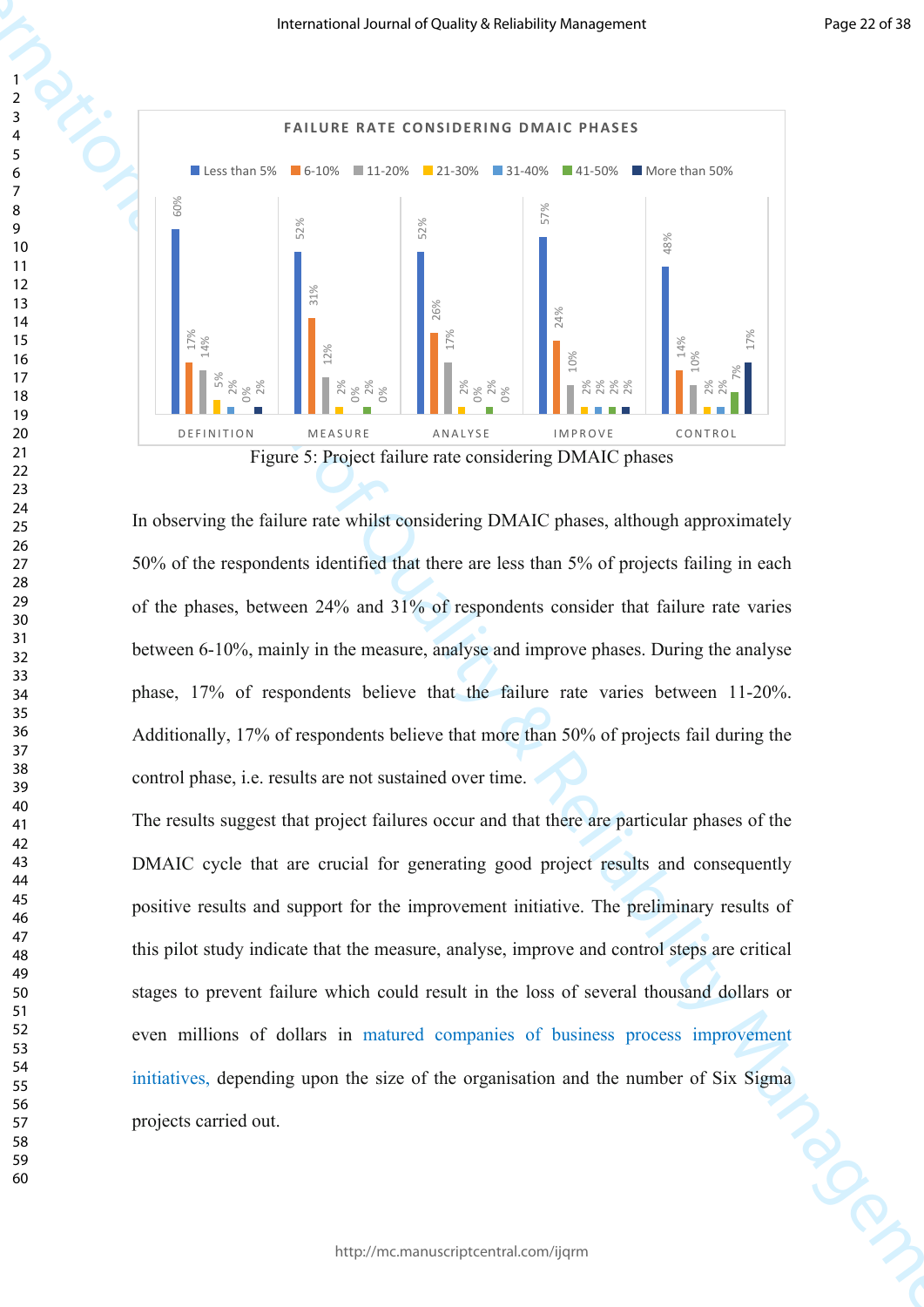Figure 5: Project failure rate considering DMAIC phases

In observing the failure rate whilst considering DMAIC phases, although approximately 50% of the respondents identified that there are less than 5% of projects failing in each of the phases, between 24% and 31% of respondents consider that failure rate varies between 6-10%, mainly in the measure, analyse and improve phases. During the analyse phase, 17% of respondents believe that the failure rate varies between 11-20%. Additionally, 17% of respondents believe that more than 50% of projects fail during the control phase, i.e. results are not sustained over time.

The results suggest that project failures occur and that there are particular phases of the DMAIC cycle that are crucial for generating good project results and consequently positive results and support for the improvement initiative. The preliminary results of this pilot study indicate that the measure, analyse, improve and control steps are critical stages to prevent failure which could result in the loss of several thousand dollars or even millions of dollars in matured companies of business process improvement initiatives, depending upon the size of the organisation and the number of Six Sigma projects carried out.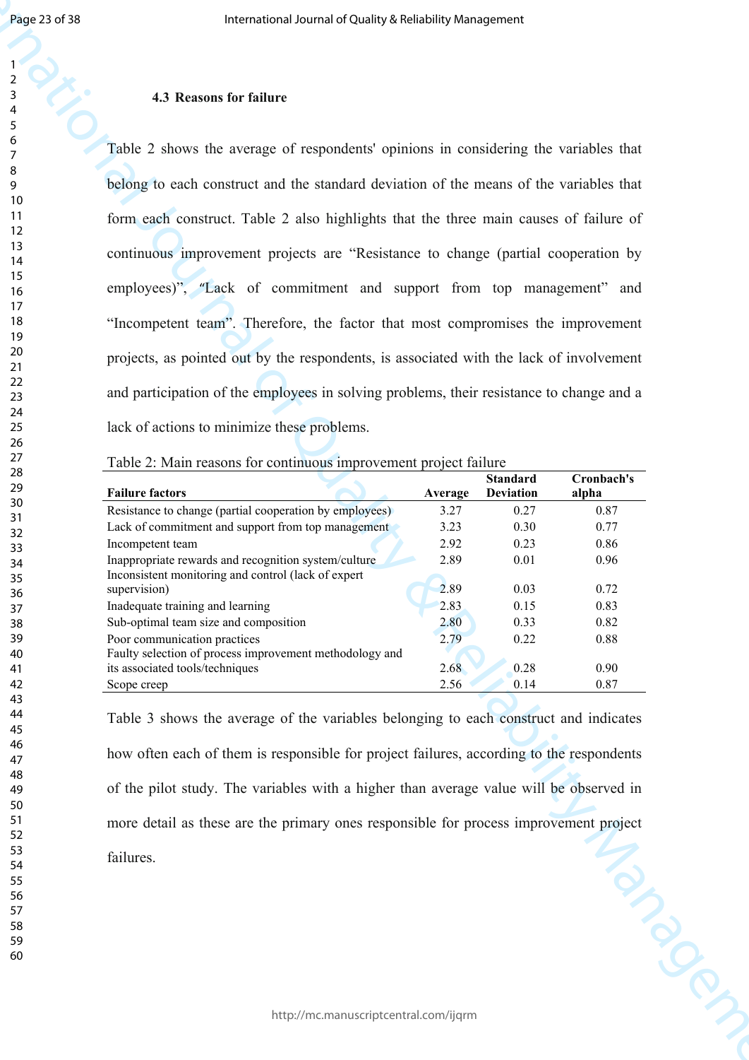### 4.3 Reasons for failure

Table 2 shows the average of respondents' opinions in considering the variables that belong to each construct and the standard deviation of the means of the variables that form each construct. Table 2 also highlights that the three main causes of failure of continuous improvement projects are "Resistance to change (partial cooperation by employees)", "Lack of commitment and support from top management" and "Incompetent team". Therefore, the factor that most compromises the improvement projects, as pointed out by the respondents, is associated with the lack of involvement and participation of the employees in solving problems, their resistance to change and a lack of actions to minimize these problems.

Table 2: Main reasons for continuous improvement project failure

| Failure factors | Average | Standard Deviation | Cronbach's alpha |
|---|---|---|---|
| Resistance to change (partial cooperation by employees) | 3.27 | 0.27 | 0.87 |
| Lack of commitment and support from top management | 3.23 | 0.30 | 0.77 |
| Incompetent team | 2.92 | 0.23 | 0.86 |
| Inappropriate rewards and recognition system/culture | 2.89 | 0.01 | 0.96 |
| Inconsistent monitoring and control (lack of expert supervision) | 2.89 | 0.03 | 0.72 |
| Inadequate training and learning | 2.83 | 0.15 | 0.83 |
| Sub-optimal team size and composition | 2.80 | 0.33 | 0.82 |
| Poor communication practices | 2.79 | 0.22 | 0.88 |
| Faulty selection of process improvement methodology and its associated tools/techniques | 2.68 | 0.28 | 0.90 |
| Scope creep | 2.56 | 0.14 | 0.87 |

Table 3 shows the average of the variables belonging to each construct and indicates how often each of them is responsible for project failures, according to the respondents of the pilot study. The variables with a higher than average value will be observed in more detail as these are the primary ones responsible for process improvement project failures.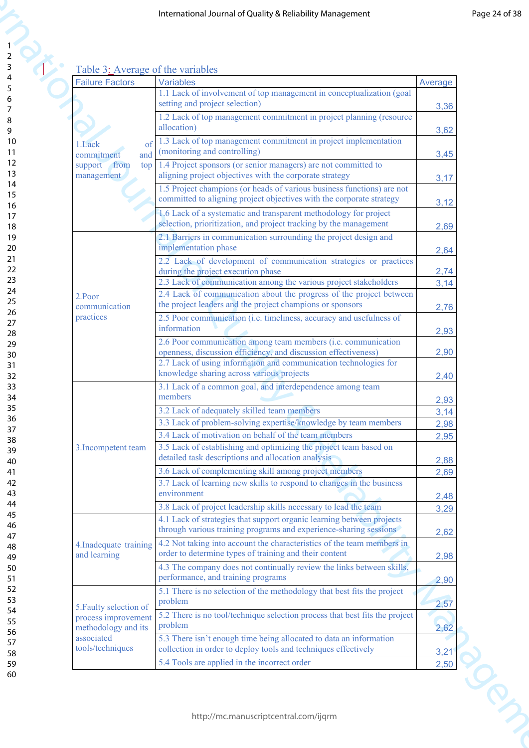Table 3: Average of the variables

| Failure Factors | Variables | Average |
|---|---|---|
| 1.Lack of commitment and support from top management | 1.1 Lack of involvement of top management in conceptualization (goal setting and project selection) | 3,36 |
| | 1.2 Lack of top management commitment in project planning (resource allocation) | 3,62 |
| | 1.3 Lack of top management commitment in project implementation (monitoring and controlling) | 3,45 |
| | 1.4 Project sponsors (or senior managers) are not committed to aligning project objectives with the corporate strategy | 3,17 |
| | 1.5 Project champions (or heads of various business functions) are not committed to aligning project objectives with the corporate strategy | 3,12 |
| | 1.6 Lack of a systematic and transparent methodology for project selection, prioritization, and project tracking by the management | 2,69 |
| 2.Poor communication practices | 2.1 Barriers in communication surrounding the project design and implementation phase | 2,64 |
| | 2.2 Lack of development of communication strategies or practices during the project execution phase | 2,74 |
| | 2.3 Lack of communication among the various project stakeholders | 3,14 |
| | 2.4 Lack of communication about the progress of the project between the project leaders and the project champions or sponsors | 2,76 |
| | 2.5 Poor communication (i.e. timeliness, accuracy and usefulness of information | 2,93 |
| | 2.6 Poor communication among team members (i.e. communication openness, discussion efficiency, and discussion effectiveness) | 2,90 |
| | 2.7 Lack of using information and communication technologies for knowledge sharing across various projects | 2,40 |
| 3.Incompetent team | 3.1 Lack of a common goal, and interdependence among team members | 2,93 |
| | 3.2 Lack of adequately skilled team members | 3,14 |
| | 3.3 Lack of problem-solving expertise/knowledge by team members | 2,98 |
| | 3.4 Lack of motivation on behalf of the team members | 2,95 |
| | 3.5 Lack of establishing and optimizing the project team based on detailed task descriptions and allocation analysis | 2,88 |
| | 3.6 Lack of complementing skill among project members | 2,69 |
| | 3.7 Lack of learning new skills to respond to changes in the business environment | 2,48 |
| | 3.8 Lack of project leadership skills necessary to lead the team | 3,29 |
| 4.Inadequate training and learning | 4.1 Lack of strategies that support organic learning between projects through various training programs and experience-sharing sessions | 2,62 |
| | 4.2 Not taking into account the characteristics of the team members in order to determine types of training and their content | 2,98 |
| | 4.3 The company does not continually review the links between skills, performance, and training programs | 2,90 |
| 5.Faulty selection of process improvement methodology and its associated tools/techniques | 5.1 There is no selection of the methodology that best fits the project problem | 2,57 |
| | 5.2 There is no tool/technique selection process that best fits the project problem | 2,62 |
| | 5.3 There isn't enough time being allocated to data an information collection in order to deploy tools and techniques effectively | 3,21 |
| | 5.4 Tools are applied in the incorrect order | 2,50 |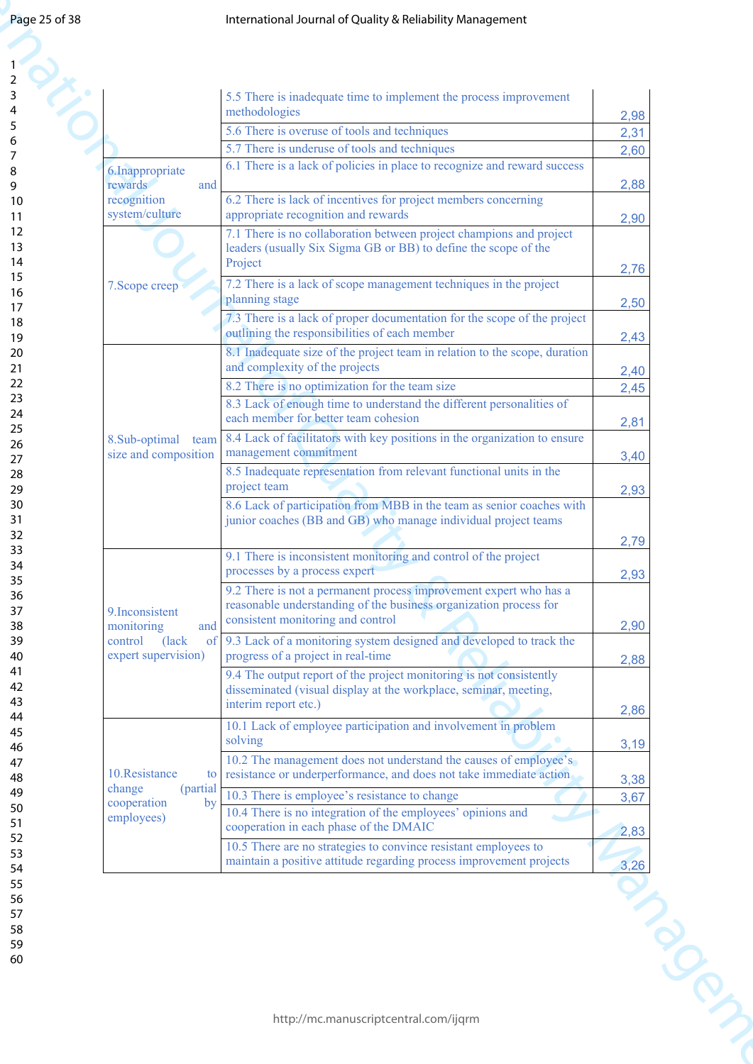| | | |
|---|---|---|
| | 5.5 There is inadequate time to implement the process improvement methodologies | 2,98 |
| | 5.6 There is overuse of tools and techniques | 2,31 |
| | 5.7 There is underuse of tools and techniques | 2,60 |
| 6.Inappropriate rewards and recognition system/culture | 6.1 There is a lack of policies in place to recognize and reward success | 2,88 |
| | 6.2 There is lack of incentives for project members concerning appropriate recognition and rewards | 2,90 |
| 7.Scope creep | 7.1 There is no collaboration between project champions and project leaders (usually Six Sigma GB or BB) to define the scope of the Project | 2,76 |
| | 7.2 There is a lack of scope management techniques in the project planning stage | 2,50 |
| | 7.3 There is a lack of proper documentation for the scope of the project outlining the responsibilities of each member | 2,43 |
| 8.Sub-optimal team size and composition | 8.1 Inadequate size of the project team in relation to the scope, duration and complexity of the projects | 2,40 |
| | 8.2 There is no optimization for the team size | 2,45 |
| | 8.3 Lack of enough time to understand the different personalities of each member for better team cohesion | 2,81 |
| | 8.4 Lack of facilitators with key positions in the organization to ensure management commitment | 3,40 |
| | 8.5 Inadequate representation from relevant functional units in the project team | 2,93 |
| | 8.6 Lack of participation from MBB in the team as senior coaches with junior coaches (BB and GB) who manage individual project teams | 2,79 |
| 9.Inconsistent monitoring and control (lack of expert supervision) | 9.1 There is inconsistent monitoring and control of the project processes by a process expert | 2,93 |
| | 9.2 There is not a permanent process improvement expert who has a reasonable understanding of the business organization process for consistent monitoring and control | 2,90 |
| | 9.3 Lack of a monitoring system designed and developed to track the progress of a project in real-time | 2,88 |
| | 9.4 The output report of the project monitoring is not consistently disseminated (visual display at the workplace, seminar, meeting, interim report etc.) | 2,86 |
| 10.Resistance to change (partial cooperation by employees) | 10.1 Lack of employee participation and involvement in problem solving | 3,19 |
| | 10.2 The management does not understand the causes of employee's resistance or underperformance, and does not take immediate action | 3,38 |
| | 10.3 There is employee's resistance to change | 3,67 |
| | 10.4 There is no integration of the employees' opinions and cooperation in each phase of the DMAIC | 2,83 |
| | 10.5 There are no strategies to convince resistant employees to maintain a positive attitude regarding process improvement projects | 3,26 |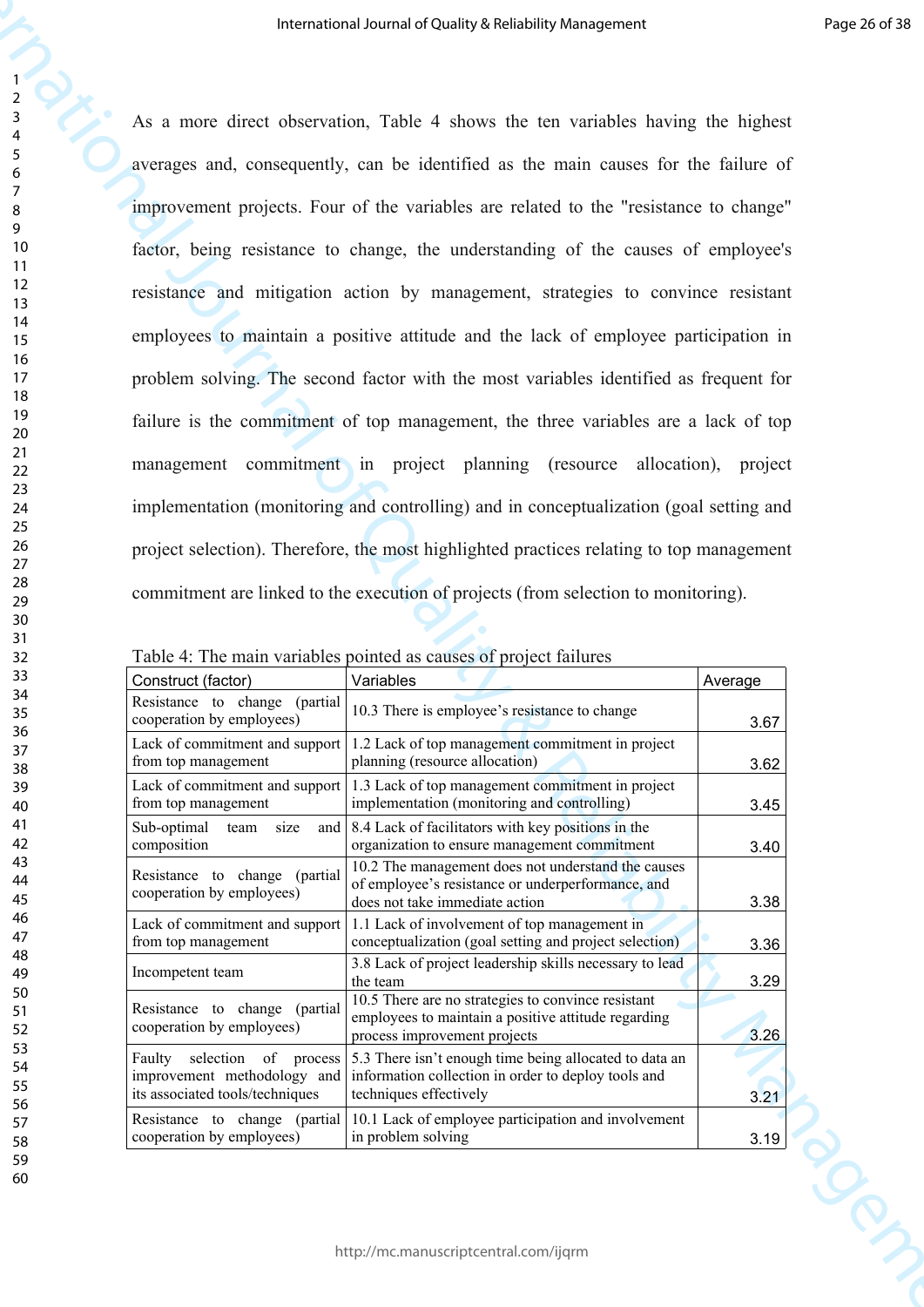As a more direct observation, Table 4 shows the ten variables having the highest averages and, consequently, can be identified as the main causes for the failure of improvement projects. Four of the variables are related to the "resistance to change" factor, being resistance to change, the understanding of the causes of employee's resistance and mitigation action by management, strategies to convince resistant employees to maintain a positive attitude and the lack of employee participation in problem solving. The second factor with the most variables identified as frequent for failure is the commitment of top management, the three variables are a lack of top management commitment in project planning (resource allocation), project implementation (monitoring and controlling) and in conceptualization (goal setting and project selection). Therefore, the most highlighted practices relating to top management commitment are linked to the execution of projects (from selection to monitoring).

Table 4: The main variables pointed as causes of project failures

| Construct (factor) | Variables | Average |
|---|---|---|
| Resistance to change (partial cooperation by employees) | 10.3 There is employee's resistance to change | 3.67 |
| Lack of commitment and support from top management | 1.2 Lack of top management commitment in project planning (resource allocation) | 3.62 |
| Lack of commitment and support from top management | 1.3 Lack of top management commitment in project implementation (monitoring and controlling) | 3.45 |
| Sub-optimal team size and composition | 8.4 Lack of facilitators with key positions in the organization to ensure management commitment | 3.40 |
| Resistance to change (partial cooperation by employees) | 10.2 The management does not understand the causes of employee's resistance or underperformance, and does not take immediate action | 3.38 |
| Lack of commitment and support from top management | 1.1 Lack of involvement of top management in conceptualization (goal setting and project selection) | 3.36 |
| Incompetent team | 3.8 Lack of project leadership skills necessary to lead the team | 3.29 |
| Resistance to change (partial cooperation by employees) | 10.5 There are no strategies to convince resistant employees to maintain a positive attitude regarding process improvement projects | 3.26 |
| Faulty selection of process improvement methodology and its associated tools/techniques | 5.3 There isn't enough time being allocated to data an information collection in order to deploy tools and techniques effectively | 3.21 |
| Resistance to change (partial cooperation by employees) | 10.1 Lack of employee participation and involvement in problem solving | 3.19 |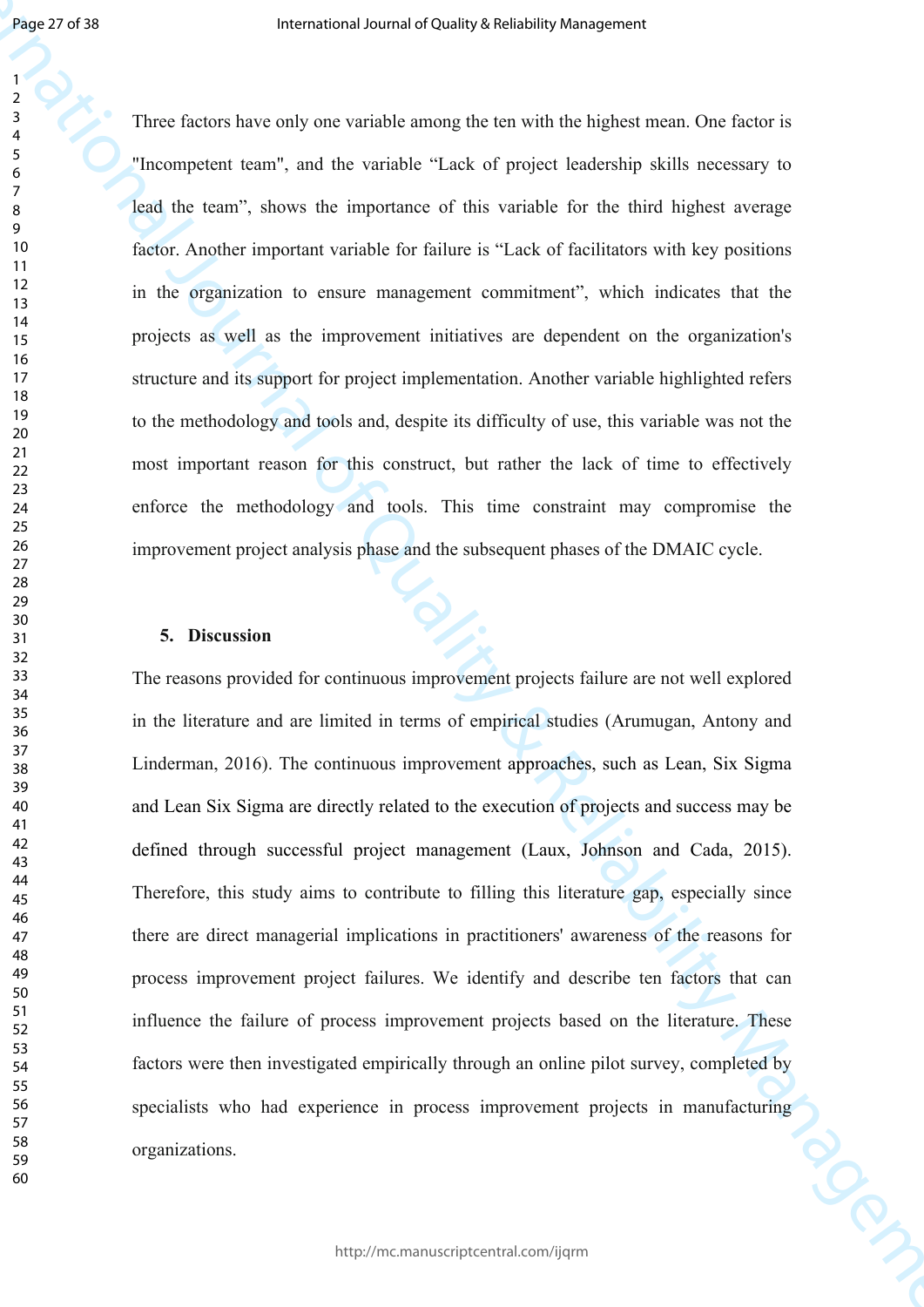Three factors have only one variable among the ten with the highest mean. One factor is "Incompetent team", and the variable "Lack of project leadership skills necessary to lead the team", shows the importance of this variable for the third highest average factor. Another important variable for failure is "Lack of facilitators with key positions in the organization to ensure management commitment", which indicates that the projects as well as the improvement initiatives are dependent on the organization's structure and its support for project implementation. Another variable highlighted refers to the methodology and tools and, despite its difficulty of use, this variable was not the most important reason for this construct, but rather the lack of time to effectively enforce the methodology and tools. This time constraint may compromise the improvement project analysis phase and the subsequent phases of the DMAIC cycle.

## 5. Discussion

The reasons provided for continuous improvement projects failure are not well explored in the literature and are limited in terms of empirical studies (Arumugan, Antony and Linderman, 2016). The continuous improvement approaches, such as Lean, Six Sigma and Lean Six Sigma are directly related to the execution of projects and success may be defined through successful project management (Laux, Johnson and Cada, 2015). Therefore, this study aims to contribute to filling this literature gap, especially since there are direct managerial implications in practitioners' awareness of the reasons for process improvement project failures. We identify and describe ten factors that can influence the failure of process improvement projects based on the literature. These factors were then investigated empirically through an online pilot survey, completed by specialists who had experience in process improvement projects in manufacturing organizations.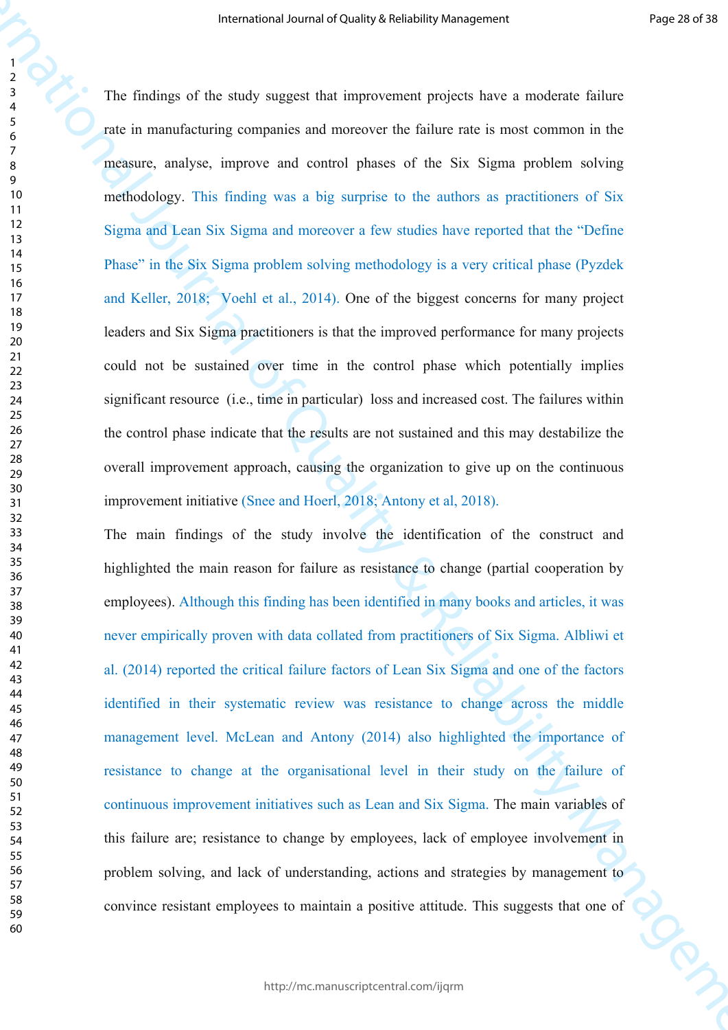The findings of the study suggest that improvement projects have a moderate failure rate in manufacturing companies and moreover the failure rate is most common in the measure, analyse, improve and control phases of the Six Sigma problem solving methodology. This finding was a big surprise to the authors as practitioners of Six Sigma and Lean Six Sigma and moreover a few studies have reported that the "Define Phase" in the Six Sigma problem solving methodology is a very critical phase (Pyzdek and Keller, 2018; Voehl et al., 2014). One of the biggest concerns for many project leaders and Six Sigma practitioners is that the improved performance for many projects could not be sustained over time in the control phase which potentially implies significant resource (i.e., time in particular) loss and increased cost. The failures within the control phase indicate that the results are not sustained and this may destabilize the overall improvement approach, causing the organization to give up on the continuous improvement initiative (Snee and Hoerl, 2018; Antony et al, 2018).

The main findings of the study involve the identification of the construct and highlighted the main reason for failure as resistance to change (partial cooperation by employees). Although this finding has been identified in many books and articles, it was never empirically proven with data collated from practitioners of Six Sigma. Albliwi et al. (2014) reported the critical failure factors of Lean Six Sigma and one of the factors identified in their systematic review was resistance to change across the middle management level. McLean and Antony (2014) also highlighted the importance of resistance to change at the organisational level in their study on the failure of continuous improvement initiatives such as Lean and Six Sigma. The main variables of this failure are; resistance to change by employees, lack of employee involvement in problem solving, and lack of understanding, actions and strategies by management to convince resistant employees to maintain a positive attitude. This suggests that one of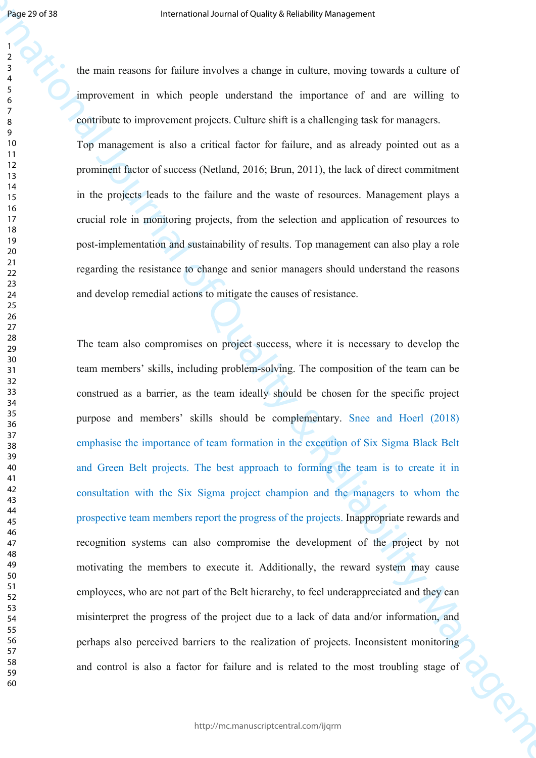the main reasons for failure involves a change in culture, moving towards a culture of improvement in which people understand the importance of and are willing to contribute to improvement projects. Culture shift is a challenging task for managers.

Top management is also a critical factor for failure, and as already pointed out as a prominent factor of success (Netland, 2016; Brun, 2011), the lack of direct commitment in the projects leads to the failure and the waste of resources. Management plays a crucial role in monitoring projects, from the selection and application of resources to post-implementation and sustainability of results. Top management can also play a role regarding the resistance to change and senior managers should understand the reasons and develop remedial actions to mitigate the causes of resistance.

The team also compromises on project success, where it is necessary to develop the team members' skills, including problem-solving. The composition of the team can be construed as a barrier, as the team ideally should be chosen for the specific project purpose and members' skills should be complementary. Snee and Hoerl (2018) emphasise the importance of team formation in the execution of Six Sigma Black Belt and Green Belt projects. The best approach to forming the team is to create it in consultation with the Six Sigma project champion and the managers to whom the prospective team members report the progress of the projects. Inappropriate rewards and recognition systems can also compromise the development of the project by not motivating the members to execute it. Additionally, the reward system may cause employees, who are not part of the Belt hierarchy, to feel underappreciated and they can misinterpret the progress of the project due to a lack of data and/or information, and perhaps also perceived barriers to the realization of projects. Inconsistent monitoring and control is also a factor for failure and is related to the most troubling stage of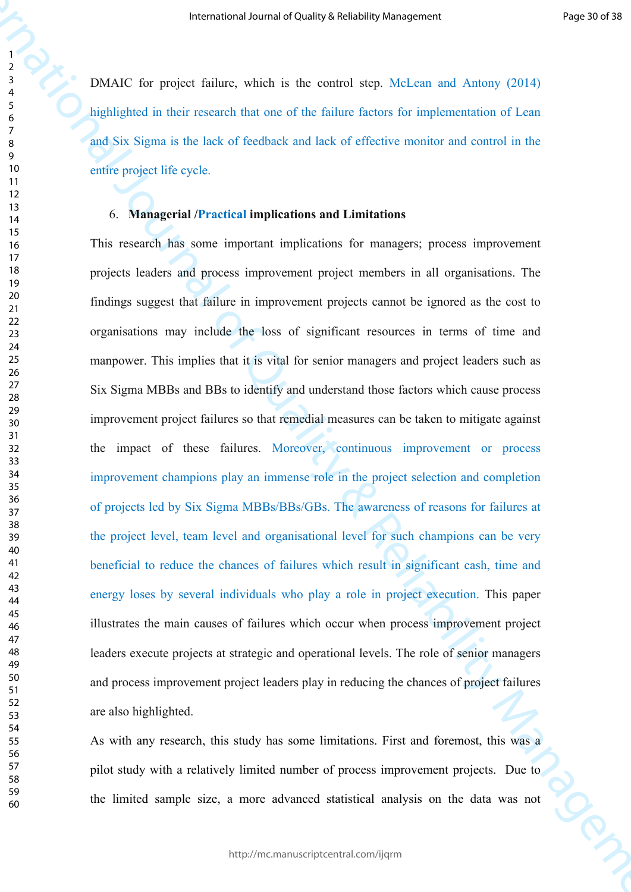DMAIC for project failure, which is the control step. McLean and Antony (2014) highlighted in their research that one of the failure factors for implementation of Lean and Six Sigma is the lack of feedback and lack of effective monitor and control in the entire project life cycle.

## 6. Managerial /Practical implications and Limitations

This research has some important implications for managers; process improvement projects leaders and process improvement project members in all organisations. The findings suggest that failure in improvement projects cannot be ignored as the cost to organisations may include the loss of significant resources in terms of time and manpower. This implies that it is vital for senior managers and project leaders such as Six Sigma MBBs and BBs to identify and understand those factors which cause process improvement project failures so that remedial measures can be taken to mitigate against the impact of these failures. Moreover, continuous improvement or process improvement champions play an immense role in the project selection and completion of projects led by Six Sigma MBBs/BBs/GBs. The awareness of reasons for failures at the project level, team level and organisational level for such champions can be very beneficial to reduce the chances of failures which result in significant cash, time and energy loses by several individuals who play a role in project execution. This paper illustrates the main causes of failures which occur when process improvement project leaders execute projects at strategic and operational levels. The role of senior managers and process improvement project leaders play in reducing the chances of project failures are also highlighted.

As with any research, this study has some limitations. First and foremost, this was a pilot study with a relatively limited number of process improvement projects. Due to the limited sample size, a more advanced statistical analysis on the data was not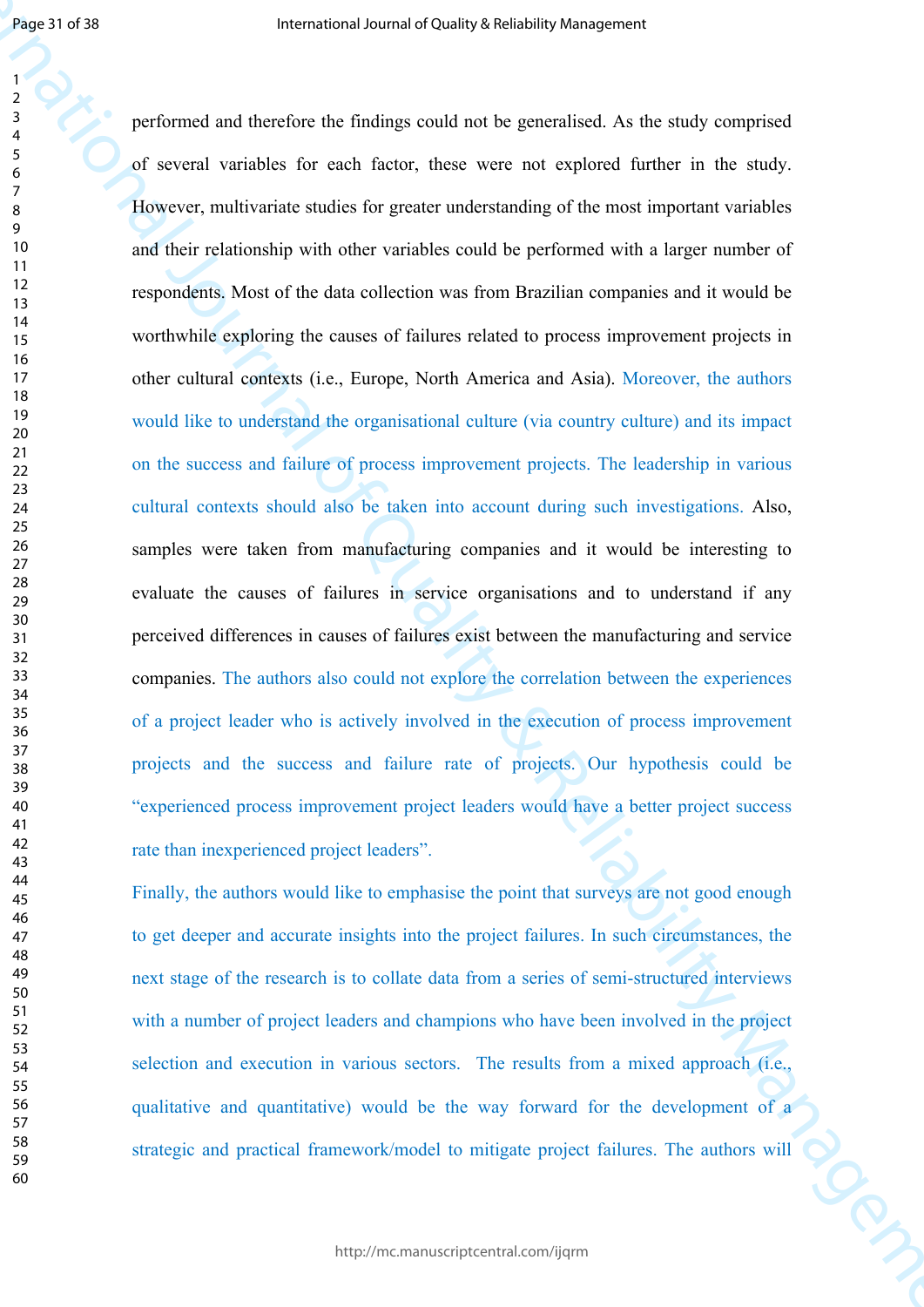performed and therefore the findings could not be generalised. As the study comprised of several variables for each factor, these were not explored further in the study. However, multivariate studies for greater understanding of the most important variables and their relationship with other variables could be performed with a larger number of respondents. Most of the data collection was from Brazilian companies and it would be worthwhile exploring the causes of failures related to process improvement projects in other cultural contexts (i.e., Europe, North America and Asia). Moreover, the authors would like to understand the organisational culture (via country culture) and its impact on the success and failure of process improvement projects. The leadership in various cultural contexts should also be taken into account during such investigations. Also, samples were taken from manufacturing companies and it would be interesting to evaluate the causes of failures in service organisations and to understand if any perceived differences in causes of failures exist between the manufacturing and service companies. The authors also could not explore the correlation between the experiences of a project leader who is actively involved in the execution of process improvement projects and the success and failure rate of projects. Our hypothesis could be "experienced process improvement project leaders would have a better project success rate than inexperienced project leaders".

Finally, the authors would like to emphasise the point that surveys are not good enough to get deeper and accurate insights into the project failures. In such circumstances, the next stage of the research is to collate data from a series of semi-structured interviews with a number of project leaders and champions who have been involved in the project selection and execution in various sectors. The results from a mixed approach (i.e., qualitative and quantitative) would be the way forward for the development of a strategic and practical framework/model to mitigate project failures. The authors will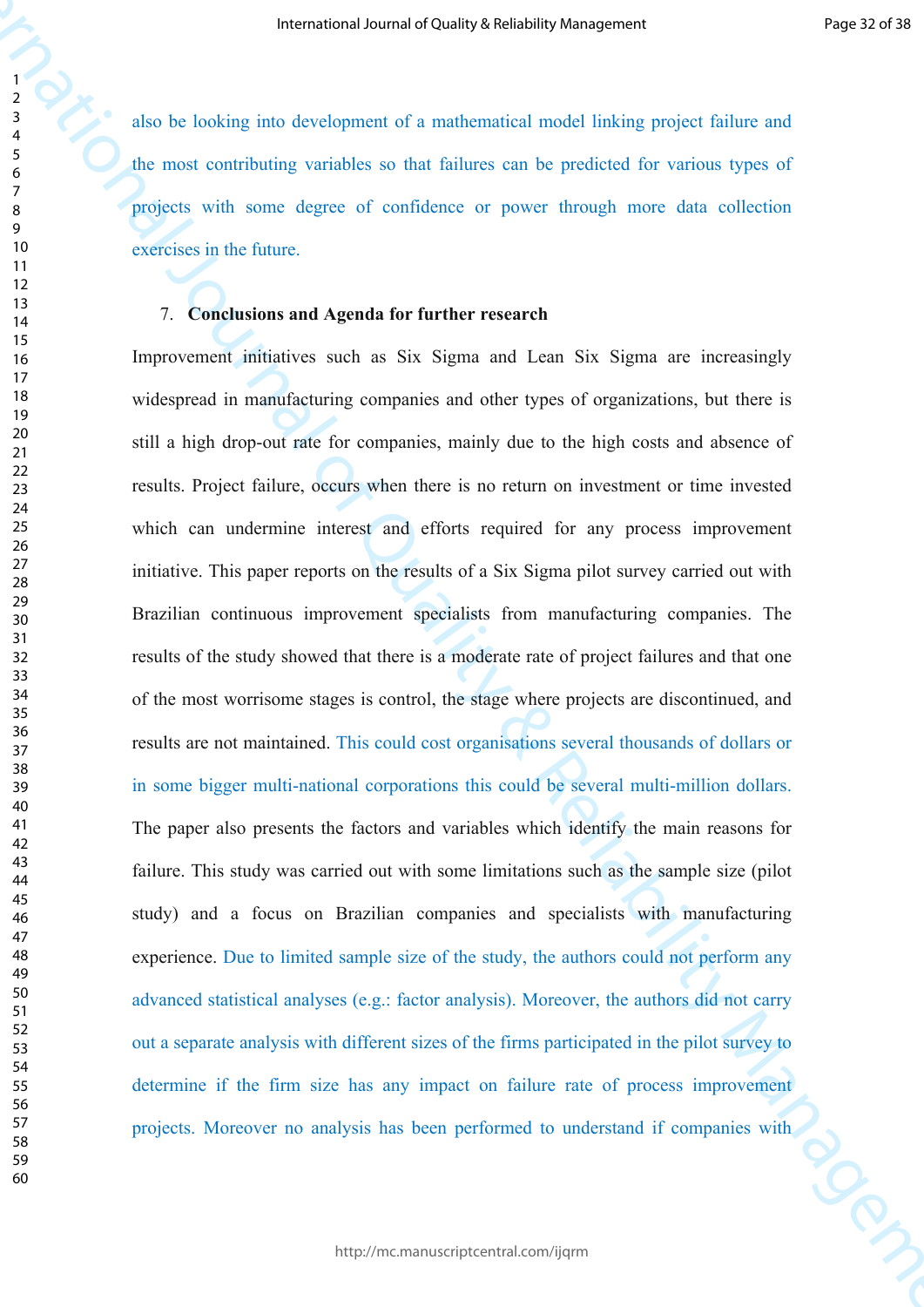also be looking into development of a mathematical model linking project failure and the most contributing variables so that failures can be predicted for various types of projects with some degree of confidence or power through more data collection exercises in the future.

## 7. Conclusions and Agenda for further research

Improvement initiatives such as Six Sigma and Lean Six Sigma are increasingly widespread in manufacturing companies and other types of organizations, but there is still a high drop-out rate for companies, mainly due to the high costs and absence of results. Project failure, occurs when there is no return on investment or time invested which can undermine interest and efforts required for any process improvement initiative. This paper reports on the results of a Six Sigma pilot survey carried out with Brazilian continuous improvement specialists from manufacturing companies. The results of the study showed that there is a moderate rate of project failures and that one of the most worrisome stages is control, the stage where projects are discontinued, and results are not maintained. This could cost organisations several thousands of dollars or in some bigger multi-national corporations this could be several multi-million dollars. The paper also presents the factors and variables which identify the main reasons for failure. This study was carried out with some limitations such as the sample size (pilot study) and a focus on Brazilian companies and specialists with manufacturing experience. Due to limited sample size of the study, the authors could not perform any advanced statistical analyses (e.g.: factor analysis). Moreover, the authors did not carry out a separate analysis with different sizes of the firms participated in the pilot survey to determine if the firm size has any impact on failure rate of process improvement projects. Moreover no analysis has been performed to understand if companies with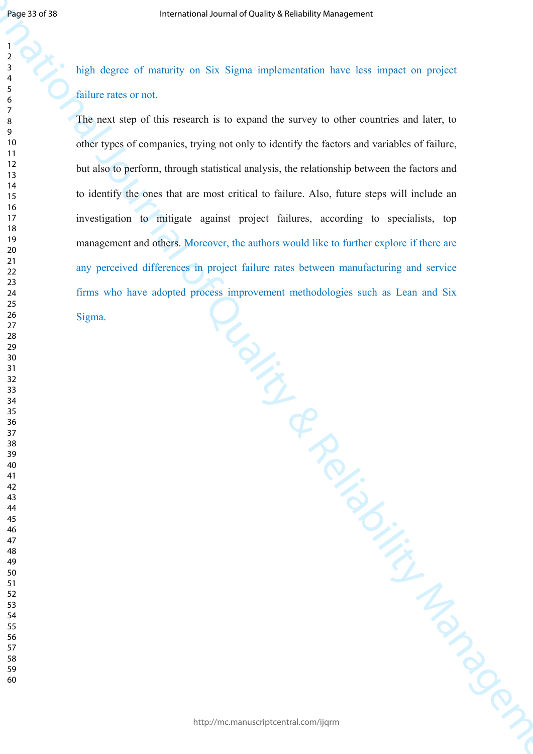high degree of maturity on Six Sigma implementation have less impact on project failure rates or not.

The next step of this research is to expand the survey to other countries and later, to other types of companies, trying not only to identify the factors and variables of failure, but also to perform, through statistical analysis, the relationship between the factors and to identify the ones that are most critical to failure. Also, future steps will include an investigation to mitigate against project failures, according to specialists, top management and others. Moreover, the authors would like to further explore if there are any perceived differences in project failure rates between manufacturing and service firms who have adopted process improvement methodologies such as Lean and Six Sigma.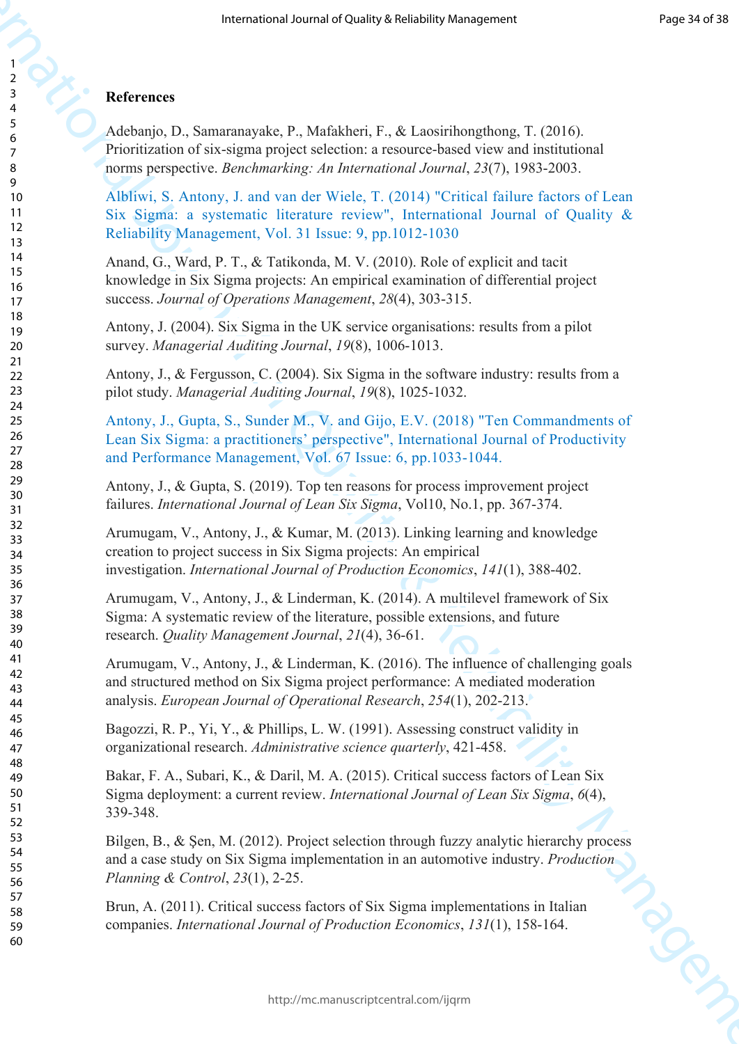**References**

Adebanjo, D., Samaranayake, P., Mafakheri, F., & Laosirihongthong, T. (2016). Prioritization of six-sigma project selection: a resource-based view and institutional norms perspective. *Benchmarking: An International Journal*, *23*(7), 1983-2003.

Albliwi, S. Antony, J. and van der Wiele, T. (2014) "Critical failure factors of Lean Six Sigma: a systematic literature review", International Journal of Quality & Reliability Management, Vol. 31 Issue: 9, pp.1012-1030

Anand, G., Ward, P. T., & Tatikonda, M. V. (2010). Role of explicit and tacit knowledge in Six Sigma projects: An empirical examination of differential project success. *Journal of Operations Management*, *28*(4), 303-315.

Antony, J. (2004). Six Sigma in the UK service organisations: results from a pilot survey. *Managerial Auditing Journal*, *19*(8), 1006-1013.

Antony, J., & Fergusson, C. (2004). Six Sigma in the software industry: results from a pilot study. *Managerial Auditing Journal*, *19*(8), 1025-1032.

Antony, J., Gupta, S., Sunder M., V. and Gijo, E.V. (2018) "Ten Commandments of Lean Six Sigma: a practitioners' perspective", International Journal of Productivity and Performance Management, Vol. 67 Issue: 6, pp.1033-1044.

Antony, J., & Gupta, S. (2019). Top ten reasons for process improvement project failures. *International Journal of Lean Six Sigma*, Vol10, No.1, pp. 367-374.

Arumugam, V., Antony, J., & Kumar, M. (2013). Linking learning and knowledge creation to project success in Six Sigma projects: An empirical investigation. *International Journal of Production Economics*, *141*(1), 388-402.

Arumugam, V., Antony, J., & Linderman, K. (2014). A multilevel framework of Six Sigma: A systematic review of the literature, possible extensions, and future research. *Quality Management Journal*, *21*(4), 36-61.

Arumugam, V., Antony, J., & Linderman, K. (2016). The influence of challenging goals and structured method on Six Sigma project performance: A mediated moderation analysis. *European Journal of Operational Research*, *254*(1), 202-213.

Bagozzi, R. P., Yi, Y., & Phillips, L. W. (1991). Assessing construct validity in organizational research. *Administrative science quarterly*, 421-458.

Bakar, F. A., Subari, K., & Daril, M. A. (2015). Critical success factors of Lean Six Sigma deployment: a current review. *International Journal of Lean Six Sigma*, *6*(4), 339-348.

Bilgen, B., & Şen, M. (2012). Project selection through fuzzy analytic hierarchy process and a case study on Six Sigma implementation in an automotive industry. *Production Planning & Control*, *23*(1), 2-25.

Brun, A. (2011). Critical success factors of Six Sigma implementations in Italian companies. *International Journal of Production Economics*, *131*(1), 158-164.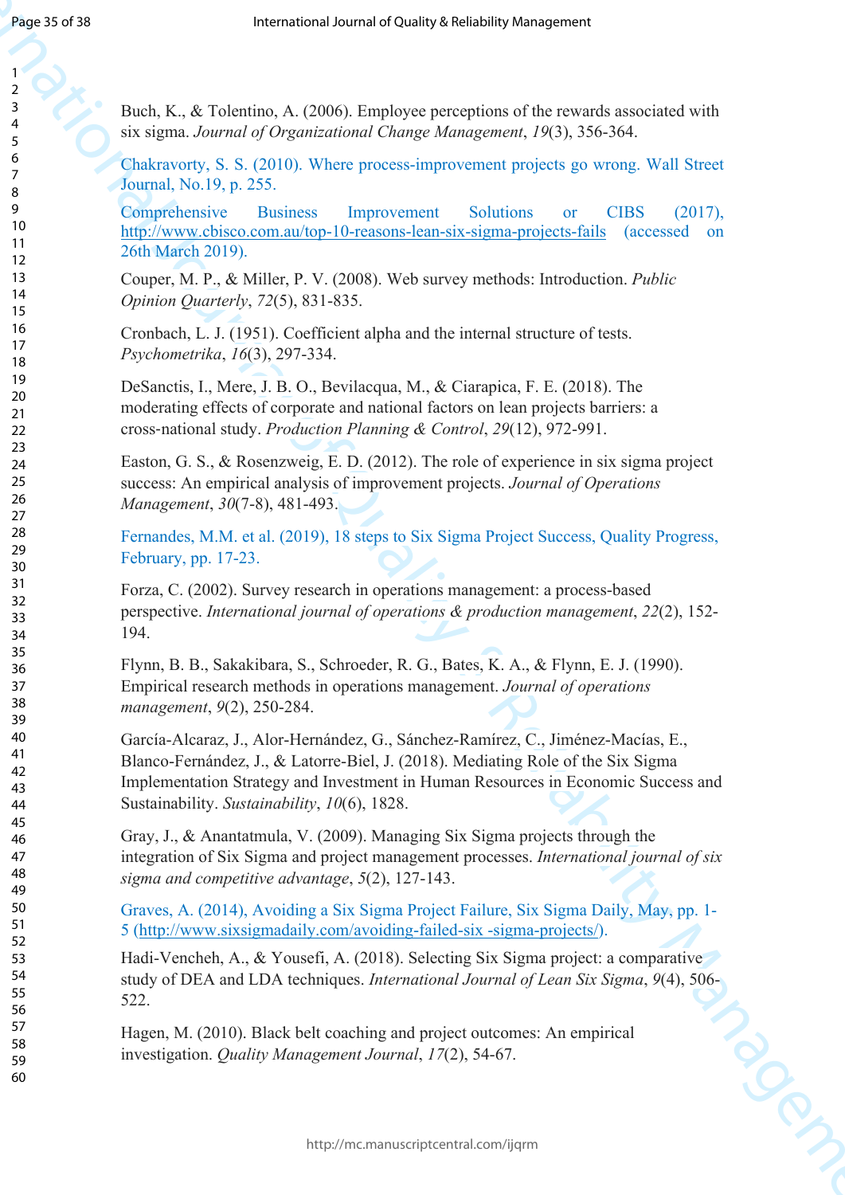Buch, K., & Tolentino, A. (2006). Employee perceptions of the rewards associated with six sigma. *Journal of Organizational Change Management*, *19*(3), 356-364.

Chakravorty, S. S. (2010). Where process-improvement projects go wrong. Wall Street Journal, No.19, p. 255.

Comprehensive Business Improvement Solutions or CIBS (2017), http://www.cbisco.com.au/top-10-reasons-lean-six-sigma-projects-fails (accessed on 26th March 2019).

Couper, M. P., & Miller, P. V. (2008). Web survey methods: Introduction. *Public Opinion Quarterly*, *72*(5), 831-835.

Cronbach, L. J. (1951). Coefficient alpha and the internal structure of tests. *Psychometrika*, *16*(3), 297-334.

DeSanctis, I., Mere, J. B. O., Bevilacqua, M., & Ciarapica, F. E. (2018). The moderating effects of corporate and national factors on lean projects barriers: a cross-national study. *Production Planning & Control*, *29*(12), 972-991.

Easton, G. S., & Rosenzweig, E. D. (2012). The role of experience in six sigma project success: An empirical analysis of improvement projects. *Journal of Operations Management*, *30*(7-8), 481-493.

Fernandes, M.M. et al. (2019), 18 steps to Six Sigma Project Success, Quality Progress, February, pp. 17-23.

Forza, C. (2002). Survey research in operations management: a process-based perspective. *International journal of operations & production management*, *22*(2), 152-194.

Flynn, B. B., Sakakibara, S., Schroeder, R. G., Bates, K. A., & Flynn, E. J. (1990). Empirical research methods in operations management. *Journal of operations management*, *9*(2), 250-284.

García-Alcaraz, J., Alor-Hernández, G., Sánchez-Ramírez, C., Jiménez-Macías, E., Blanco-Fernández, J., & Latorre-Biel, J. (2018). Mediating Role of the Six Sigma Implementation Strategy and Investment in Human Resources in Economic Success and Sustainability. *Sustainability*, *10*(6), 1828.

Gray, J., & Anantatmula, V. (2009). Managing Six Sigma projects through the integration of Six Sigma and project management processes. *International journal of six sigma and competitive advantage*, *5*(2), 127-143.

Graves, A. (2014), Avoiding a Six Sigma Project Failure, Six Sigma Daily, May, pp. 1-5 (http://www.sixsigmadaily.com/avoiding-failed-six -sigma-projects/).

Hadi-Vencheh, A., & Yousefi, A. (2018). Selecting Six Sigma project: a comparative study of DEA and LDA techniques. *International Journal of Lean Six Sigma*, *9*(4), 506-522.

Hagen, M. (2010). Black belt coaching and project outcomes: An empirical investigation. *Quality Management Journal*, *17*(2), 54-67.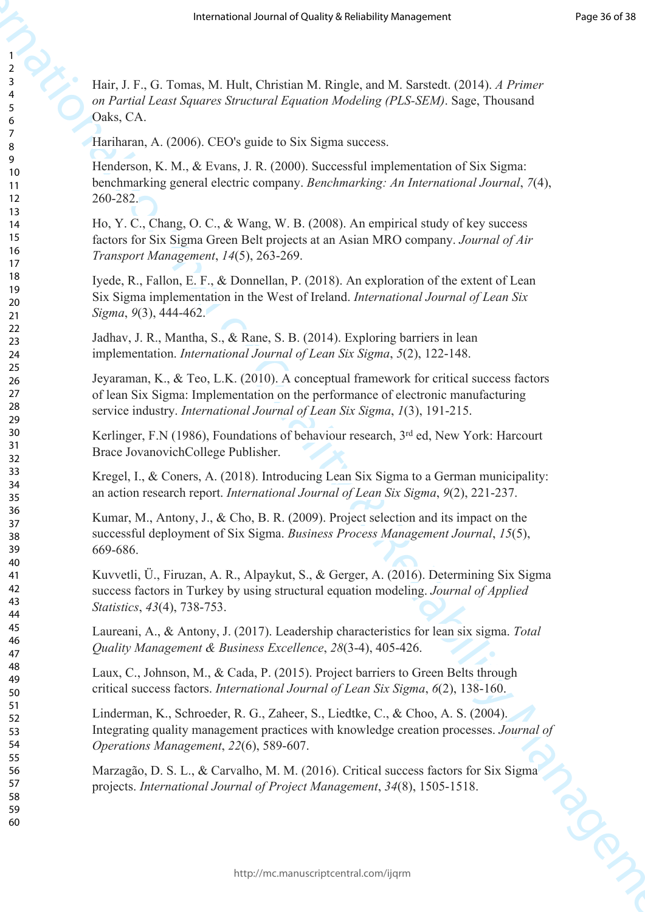Hair, J. F., G. Tomas, M. Hult, Christian M. Ringle, and M. Sarstedt. (2014). *A Primer on Partial Least Squares Structural Equation Modeling (PLS-SEM)*. Sage, Thousand Oaks, CA.

Hariharan, A. (2006). CEO's guide to Six Sigma success.

Henderson, K. M., & Evans, J. R. (2000). Successful implementation of Six Sigma: benchmarking general electric company. *Benchmarking: An International Journal*, *7*(4), 260-282.

Ho, Y. C., Chang, O. C., & Wang, W. B. (2008). An empirical study of key success factors for Six Sigma Green Belt projects at an Asian MRO company. *Journal of Air Transport Management*, *14*(5), 263-269.

Iyede, R., Fallon, E. F., & Donnellan, P. (2018). An exploration of the extent of Lean Six Sigma implementation in the West of Ireland. *International Journal of Lean Six Sigma*, *9*(3), 444-462.

Jadhav, J. R., Mantha, S., & Rane, S. B. (2014). Exploring barriers in lean implementation. *International Journal of Lean Six Sigma*, *5*(2), 122-148.

Jeyaraman, K., & Teo, L.K. (2010). A conceptual framework for critical success factors of lean Six Sigma: Implementation on the performance of electronic manufacturing service industry. *International Journal of Lean Six Sigma*, *1*(3), 191-215.

Kerlinger, F.N (1986), Foundations of behaviour research, 3rd ed, New York: Harcourt Brace JovanovichCollege Publisher.

Kregel, I., & Coners, A. (2018). Introducing Lean Six Sigma to a German municipality: an action research report. *International Journal of Lean Six Sigma*, *9*(2), 221-237.

Kumar, M., Antony, J., & Cho, B. R. (2009). Project selection and its impact on the successful deployment of Six Sigma. *Business Process Management Journal*, *15*(5), 669-686.

Kuvvetli, Ü., Firuzan, A. R., Alpaykut, S., & Gerger, A. (2016). Determining Six Sigma success factors in Turkey by using structural equation modeling. *Journal of Applied Statistics*, *43*(4), 738-753.

Laureani, A., & Antony, J. (2017). Leadership characteristics for lean six sigma. *Total Quality Management & Business Excellence*, *28*(3-4), 405-426.

Laux, C., Johnson, M., & Cada, P. (2015). Project barriers to Green Belts through critical success factors. *International Journal of Lean Six Sigma*, *6*(2), 138-160.

Linderman, K., Schroeder, R. G., Zaheer, S., Liedtke, C., & Choo, A. S. (2004). Integrating quality management practices with knowledge creation processes. *Journal of Operations Management*, *22*(6), 589-607.

Marzagão, D. S. L., & Carvalho, M. M. (2016). Critical success factors for Six Sigma projects. *International Journal of Project Management*, *34*(8), 1505-1518.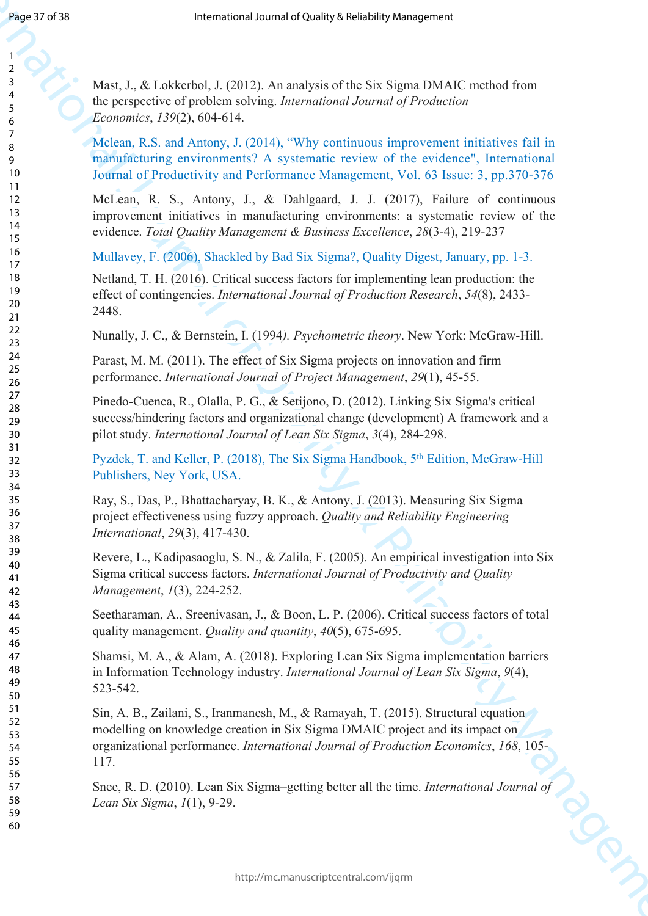Mast, J., & Lokkerbol, J. (2012). An analysis of the Six Sigma DMAIC method from the perspective of problem solving. *International Journal of Production Economics*, *139*(2), 604-614.

Mclean, R.S. and Antony, J. (2014), "Why continuous improvement initiatives fail in manufacturing environments? A systematic review of the evidence", International Journal of Productivity and Performance Management, Vol. 63 Issue: 3, pp.370-376

McLean, R. S., Antony, J., & Dahlgaard, J. J. (2017), Failure of continuous improvement initiatives in manufacturing environments: a systematic review of the evidence. *Total Quality Management & Business Excellence*, *28*(3-4), 219-237

Mullavey, F. (2006), Shackled by Bad Six Sigma?, Quality Digest, January, pp. 1-3.

Netland, T. H. (2016). Critical success factors for implementing lean production: the effect of contingencies. *International Journal of Production Research*, *54*(8), 2433-2448.

Nunally, J. C., & Bernstein, I. (1994*). Psychometric theory*. New York: McGraw-Hill.

Parast, M. M. (2011). The effect of Six Sigma projects on innovation and firm performance. *International Journal of Project Management*, *29*(1), 45-55.

Pinedo-Cuenca, R., Olalla, P. G., & Setijono, D. (2012). Linking Six Sigma's critical success/hindering factors and organizational change (development) A framework and a pilot study. *International Journal of Lean Six Sigma*, *3*(4), 284-298.

Pyzdek, T. and Keller, P. (2018), The Six Sigma Handbook, 5th Edition, McGraw-Hill Publishers, Ney York, USA.

Ray, S., Das, P., Bhattacharyay, B. K., & Antony, J. (2013). Measuring Six Sigma project effectiveness using fuzzy approach. *Quality and Reliability Engineering International*, *29*(3), 417-430.

Revere, L., Kadipasaoglu, S. N., & Zalila, F. (2005). An empirical investigation into Six Sigma critical success factors. *International Journal of Productivity and Quality Management*, *1*(3), 224-252.

Seetharaman, A., Sreenivasan, J., & Boon, L. P. (2006). Critical success factors of total quality management. *Quality and quantity*, *40*(5), 675-695.

Shamsi, M. A., & Alam, A. (2018). Exploring Lean Six Sigma implementation barriers in Information Technology industry. *International Journal of Lean Six Sigma*, *9*(4), 523-542.

Sin, A. B., Zailani, S., Iranmanesh, M., & Ramayah, T. (2015). Structural equation modelling on knowledge creation in Six Sigma DMAIC project and its impact on organizational performance. *International Journal of Production Economics*, *168*, 105-117.

Snee, R. D. (2010). Lean Six Sigma–getting better all the time. *International Journal of Lean Six Sigma*, *1*(1), 9-29.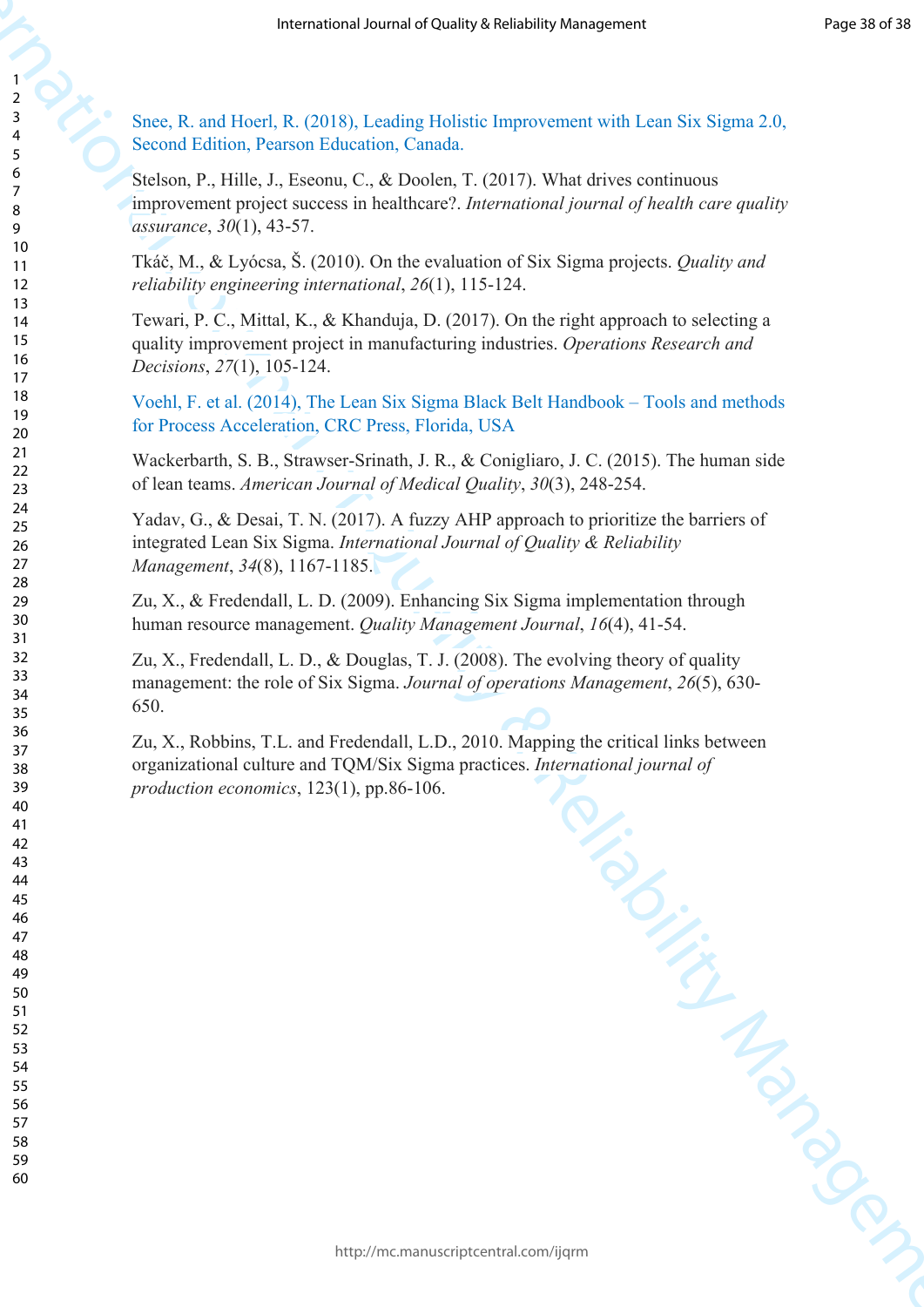Snee, R. and Hoerl, R. (2018), Leading Holistic Improvement with Lean Six Sigma 2.0, Second Edition, Pearson Education, Canada.

Stelson, P., Hille, J., Eseonu, C., & Doolen, T. (2017). What drives continuous improvement project success in healthcare?. *International journal of health care quality assurance*, *30*(1), 43-57.

Tkáč, M., & Lyócsa, Š. (2010). On the evaluation of Six Sigma projects. *Quality and reliability engineering international*, *26*(1), 115-124.

Tewari, P. C., Mittal, K., & Khanduja, D. (2017). On the right approach to selecting a quality improvement project in manufacturing industries. *Operations Research and Decisions*, *27*(1), 105-124.

Voehl, F. et al. (2014), The Lean Six Sigma Black Belt Handbook – Tools and methods for Process Acceleration, CRC Press, Florida, USA

Wackerbarth, S. B., Strawser-Srinath, J. R., & Conigliaro, J. C. (2015). The human side of lean teams. *American Journal of Medical Quality*, *30*(3), 248-254.

Yadav, G., & Desai, T. N. (2017). A fuzzy AHP approach to prioritize the barriers of integrated Lean Six Sigma. *International Journal of Quality & Reliability Management*, *34*(8), 1167-1185.

Zu, X., & Fredendall, L. D. (2009). Enhancing Six Sigma implementation through human resource management. *Quality Management Journal*, *16*(4), 41-54.

Zu, X., Fredendall, L. D., & Douglas, T. J. (2008). The evolving theory of quality management: the role of Six Sigma. *Journal of operations Management*, *26*(5), 630-650.

Zu, X., Robbins, T.L. and Fredendall, L.D., 2010. Mapping the critical links between organizational culture and TQM/Six Sigma practices. *International journal of production economics*, 123(1), pp.86-106.